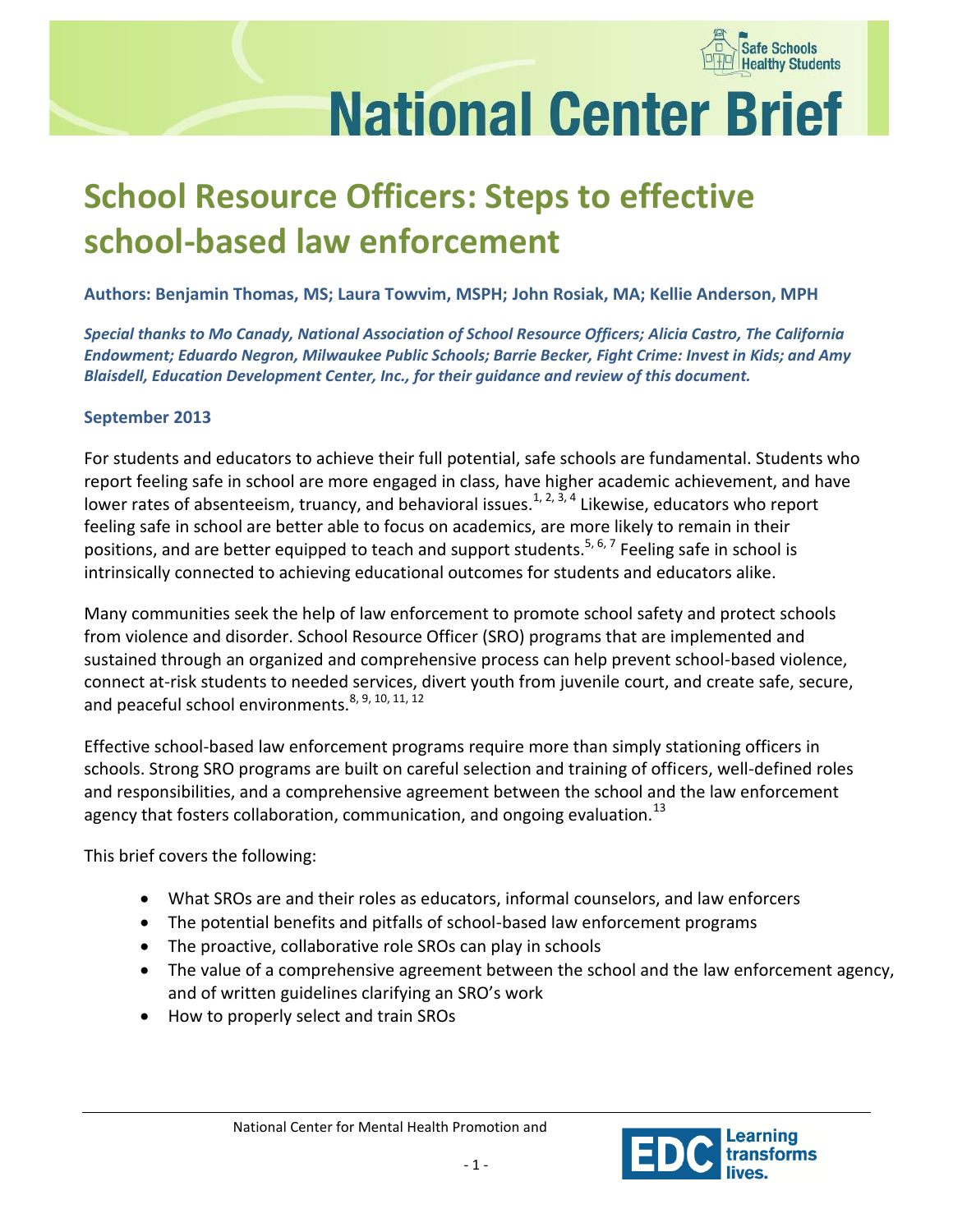# National Center Brief

## School Resource Officers: Steps to effective school-based law enforcement

**Authors: Benjamin Thomas, MS; Laura Towvim, MSPH; John Rosiak, MA; Kellie Anderson, MPH**

***Special thanks to Mo Canady, National Association of School Resource Officers; Alicia Castro, The California Endowment; Eduardo Negron, Milwaukee Public Schools; Barrie Becker, Fight Crime: Invest in Kids; and Amy Blaisdell, Education Development Center, Inc., for their guidance and review of this document.***

**September 2013**

For students and educators to achieve their full potential, safe schools are fundamental. Students who report feeling safe in school are more engaged in class, have higher academic achievement, and have lower rates of absenteeism, truancy, and behavioral issues.[1, 2, 3, 4] Likewise, educators who report feeling safe in school are better able to focus on academics, are more likely to remain in their positions, and are better equipped to teach and support students.[5, 6, 7] Feeling safe in school is intrinsically connected to achieving educational outcomes for students and educators alike.

Many communities seek the help of law enforcement to promote school safety and protect schools from violence and disorder. School Resource Officer (SRO) programs that are implemented and sustained through an organized and comprehensive process can help prevent school-based violence, connect at-risk students to needed services, divert youth from juvenile court, and create safe, secure, and peaceful school environments.[8, 9, 10, 11, 12]

Effective school-based law enforcement programs require more than simply stationing officers in schools. Strong SRO programs are built on careful selection and training of officers, well-defined roles and responsibilities, and a comprehensive agreement between the school and the law enforcement agency that fosters collaboration, communication, and ongoing evaluation.[13]

This brief covers the following:

- What SROs are and their roles as educators, informal counselors, and law enforcers
- The potential benefits and pitfalls of school-based law enforcement programs
- The proactive, collaborative role SROs can play in schools
- The value of a comprehensive agreement between the school and the law enforcement agency, and of written guidelines clarifying an SRO's work
- How to properly select and train SROs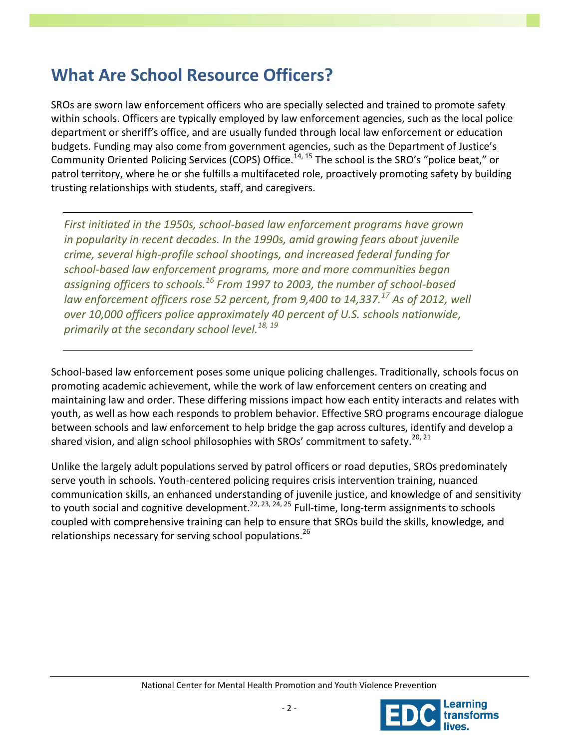# What Are School Resource Officers?

SROs are sworn law enforcement officers who are specially selected and trained to promote safety within schools. Officers are typically employed by law enforcement agencies, such as the local police department or sheriff's office, and are usually funded through local law enforcement or education budgets. Funding may also come from government agencies, such as the Department of Justice's Community Oriented Policing Services (COPS) Office.[14, 15] The school is the SRO's "police beat," or patrol territory, where he or she fulfills a multifaceted role, proactively promoting safety by building trusting relationships with students, staff, and caregivers.

---

*First initiated in the 1950s, school-based law enforcement programs have grown in popularity in recent decades. In the 1990s, amid growing fears about juvenile crime, several high-profile school shootings, and increased federal funding for school-based law enforcement programs, more and more communities began assigning officers to schools.[16] From 1997 to 2003, the number of school-based law enforcement officers rose 52 percent, from 9,400 to 14,337.[17] As of 2012, well over 10,000 officers police approximately 40 percent of U.S. schools nationwide, primarily at the secondary school level.[18, 19]*

---

School-based law enforcement poses some unique policing challenges. Traditionally, schools focus on promoting academic achievement, while the work of law enforcement centers on creating and maintaining law and order. These differing missions impact how each entity interacts and relates with youth, as well as how each responds to problem behavior. Effective SRO programs encourage dialogue between schools and law enforcement to help bridge the gap across cultures, identify and develop a shared vision, and align school philosophies with SROs' commitment to safety.[20, 21]

Unlike the largely adult populations served by patrol officers or road deputies, SROs predominately serve youth in schools. Youth-centered policing requires crisis intervention training, nuanced communication skills, an enhanced understanding of juvenile justice, and knowledge of and sensitivity to youth social and cognitive development.[22, 23, 24, 25] Full-time, long-term assignments to schools coupled with comprehensive training can help to ensure that SROs build the skills, knowledge, and relationships necessary for serving school populations.[26]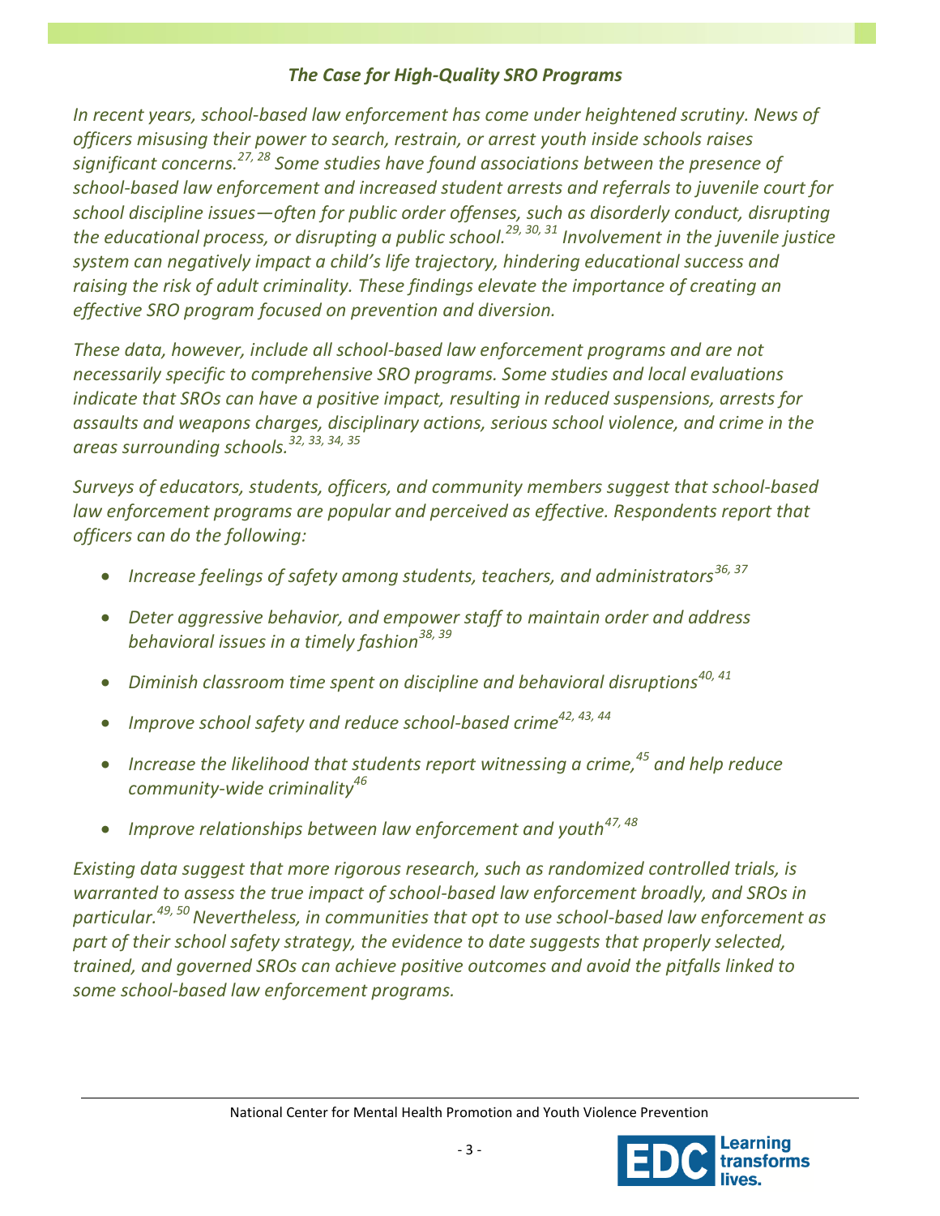### *The Case for High-Quality SRO Programs*

*In recent years, school-based law enforcement has come under heightened scrutiny. News of officers misusing their power to search, restrain, or arrest youth inside schools raises significant concerns.*[27, 28] *Some studies have found associations between the presence of school-based law enforcement and increased student arrests and referrals to juvenile court for school discipline issues—often for public order offenses, such as disorderly conduct, disrupting the educational process, or disrupting a public school.*[29, 30, 31] *Involvement in the juvenile justice system can negatively impact a child's life trajectory, hindering educational success and raising the risk of adult criminality. These findings elevate the importance of creating an effective SRO program focused on prevention and diversion.*

*These data, however, include all school-based law enforcement programs and are not necessarily specific to comprehensive SRO programs. Some studies and local evaluations indicate that SROs can have a positive impact, resulting in reduced suspensions, arrests for assaults and weapons charges, disciplinary actions, serious school violence, and crime in the areas surrounding schools.*[32, 33, 34, 35]

*Surveys of educators, students, officers, and community members suggest that school-based law enforcement programs are popular and perceived as effective. Respondents report that officers can do the following:*

- *Increase feelings of safety among students, teachers, and administrators*[36, 37]
- *Deter aggressive behavior, and empower staff to maintain order and address behavioral issues in a timely fashion*[38, 39]
- *Diminish classroom time spent on discipline and behavioral disruptions*[40, 41]
- *Improve school safety and reduce school-based crime*[42, 43, 44]
- *Increase the likelihood that students report witnessing a crime,*[45] *and help reduce community-wide criminality*[46]
- *Improve relationships between law enforcement and youth*[47, 48]

*Existing data suggest that more rigorous research, such as randomized controlled trials, is warranted to assess the true impact of school-based law enforcement broadly, and SROs in particular.*[49, 50] *Nevertheless, in communities that opt to use school-based law enforcement as part of their school safety strategy, the evidence to date suggests that properly selected, trained, and governed SROs can achieve positive outcomes and avoid the pitfalls linked to some school-based law enforcement programs.*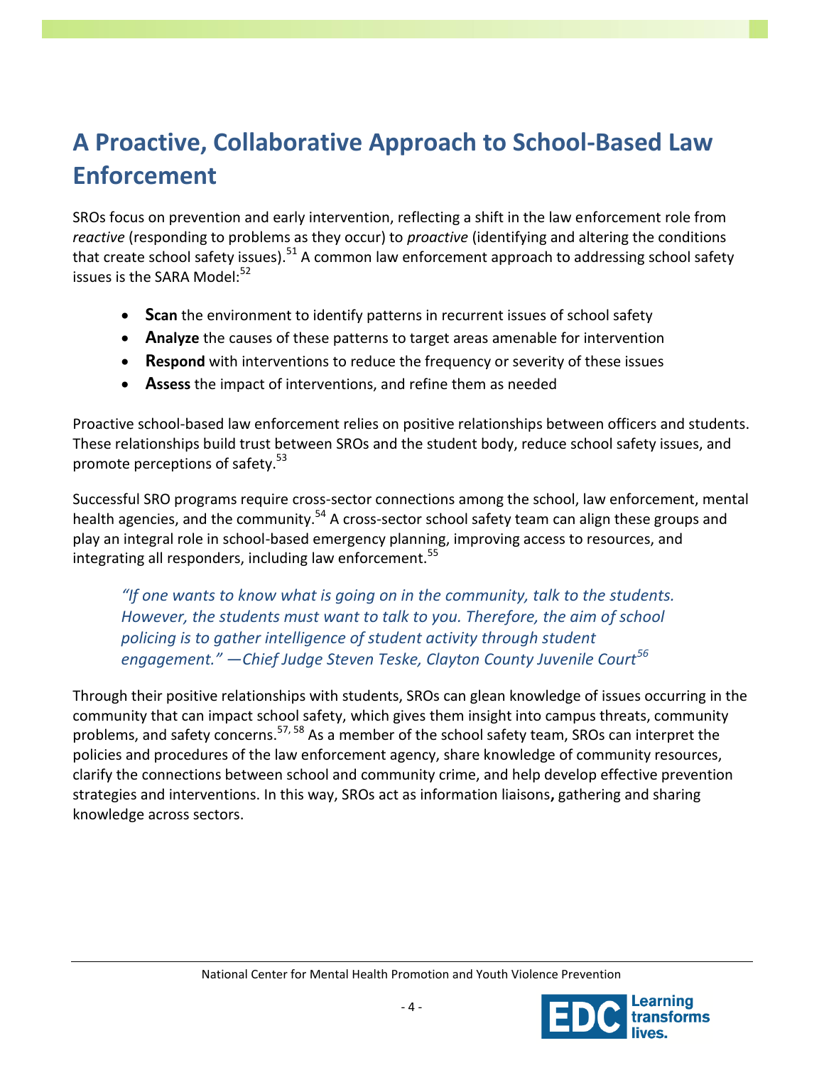# A Proactive, Collaborative Approach to School-Based Law Enforcement

SROs focus on prevention and early intervention, reflecting a shift in the law enforcement role from *reactive* (responding to problems as they occur) to *proactive* (identifying and altering the conditions that create school safety issues).[51] A common law enforcement approach to addressing school safety issues is the SARA Model:[52]

- **Scan** the environment to identify patterns in recurrent issues of school safety
- **Analyze** the causes of these patterns to target areas amenable for intervention
- **Respond** with interventions to reduce the frequency or severity of these issues
- **Assess** the impact of interventions, and refine them as needed

Proactive school-based law enforcement relies on positive relationships between officers and students. These relationships build trust between SROs and the student body, reduce school safety issues, and promote perceptions of safety.[53]

Successful SRO programs require cross-sector connections among the school, law enforcement, mental health agencies, and the community.[54] A cross-sector school safety team can align these groups and play an integral role in school-based emergency planning, improving access to resources, and integrating all responders, including law enforcement.[55]

> *"If one wants to know what is going on in the community, talk to the students. However, the students must want to talk to you. Therefore, the aim of school policing is to gather intelligence of student activity through student engagement." —Chief Judge Steven Teske, Clayton County Juvenile Court*[56]

Through their positive relationships with students, SROs can glean knowledge of issues occurring in the community that can impact school safety, which gives them insight into campus threats, community problems, and safety concerns.[57, 58] As a member of the school safety team, SROs can interpret the policies and procedures of the law enforcement agency, share knowledge of community resources, clarify the connections between school and community crime, and help develop effective prevention strategies and interventions. In this way, SROs act as information liaisons**,** gathering and sharing knowledge across sectors.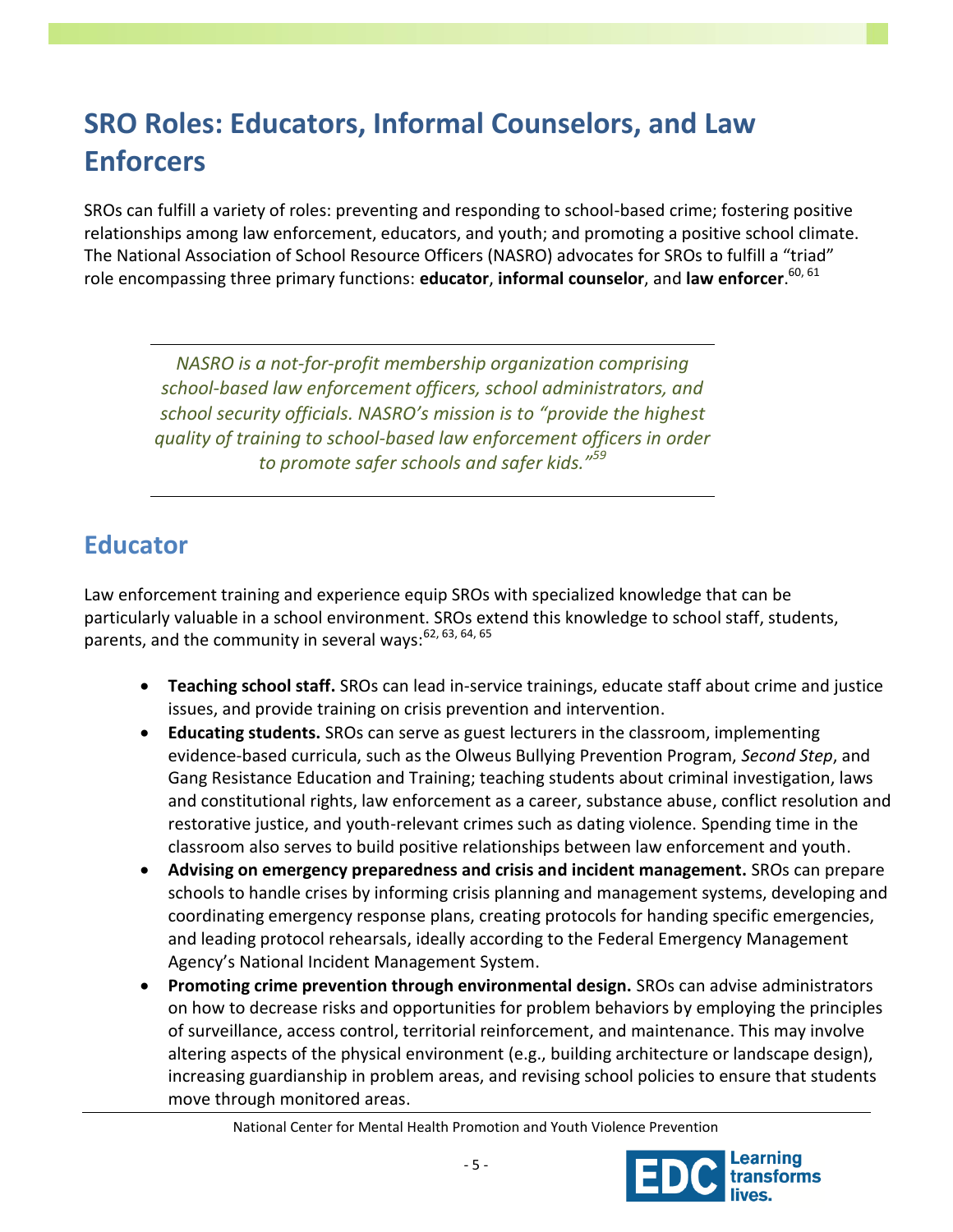# SRO Roles: Educators, Informal Counselors, and Law Enforcers

SROs can fulfill a variety of roles: preventing and responding to school-based crime; fostering positive relationships among law enforcement, educators, and youth; and promoting a positive school climate. The National Association of School Resource Officers (NASRO) advocates for SROs to fulfill a "triad" role encompassing three primary functions: **educator**, **informal counselor**, and **law enforcer**.[60, 61]

---

*NASRO is a not-for-profit membership organization comprising school-based law enforcement officers, school administrators, and school security officials. NASRO's mission is to "provide the highest quality of training to school-based law enforcement officers in order to promote safer schools and safer kids."*[59]

---

## Educator

Law enforcement training and experience equip SROs with specialized knowledge that can be particularly valuable in a school environment. SROs extend this knowledge to school staff, students, parents, and the community in several ways:[62, 63, 64, 65]

- **Teaching school staff.** SROs can lead in-service trainings, educate staff about crime and justice issues, and provide training on crisis prevention and intervention.
- **Educating students.** SROs can serve as guest lecturers in the classroom, implementing evidence-based curricula, such as the Olweus Bullying Prevention Program, *Second Step*, and Gang Resistance Education and Training; teaching students about criminal investigation, laws and constitutional rights, law enforcement as a career, substance abuse, conflict resolution and restorative justice, and youth-relevant crimes such as dating violence. Spending time in the classroom also serves to build positive relationships between law enforcement and youth.
- **Advising on emergency preparedness and crisis and incident management.** SROs can prepare schools to handle crises by informing crisis planning and management systems, developing and coordinating emergency response plans, creating protocols for handing specific emergencies, and leading protocol rehearsals, ideally according to the Federal Emergency Management Agency's National Incident Management System.
- **Promoting crime prevention through environmental design.** SROs can advise administrators on how to decrease risks and opportunities for problem behaviors by employing the principles of surveillance, access control, territorial reinforcement, and maintenance. This may involve altering aspects of the physical environment (e.g., building architecture or landscape design), increasing guardianship in problem areas, and revising school policies to ensure that students move through monitored areas.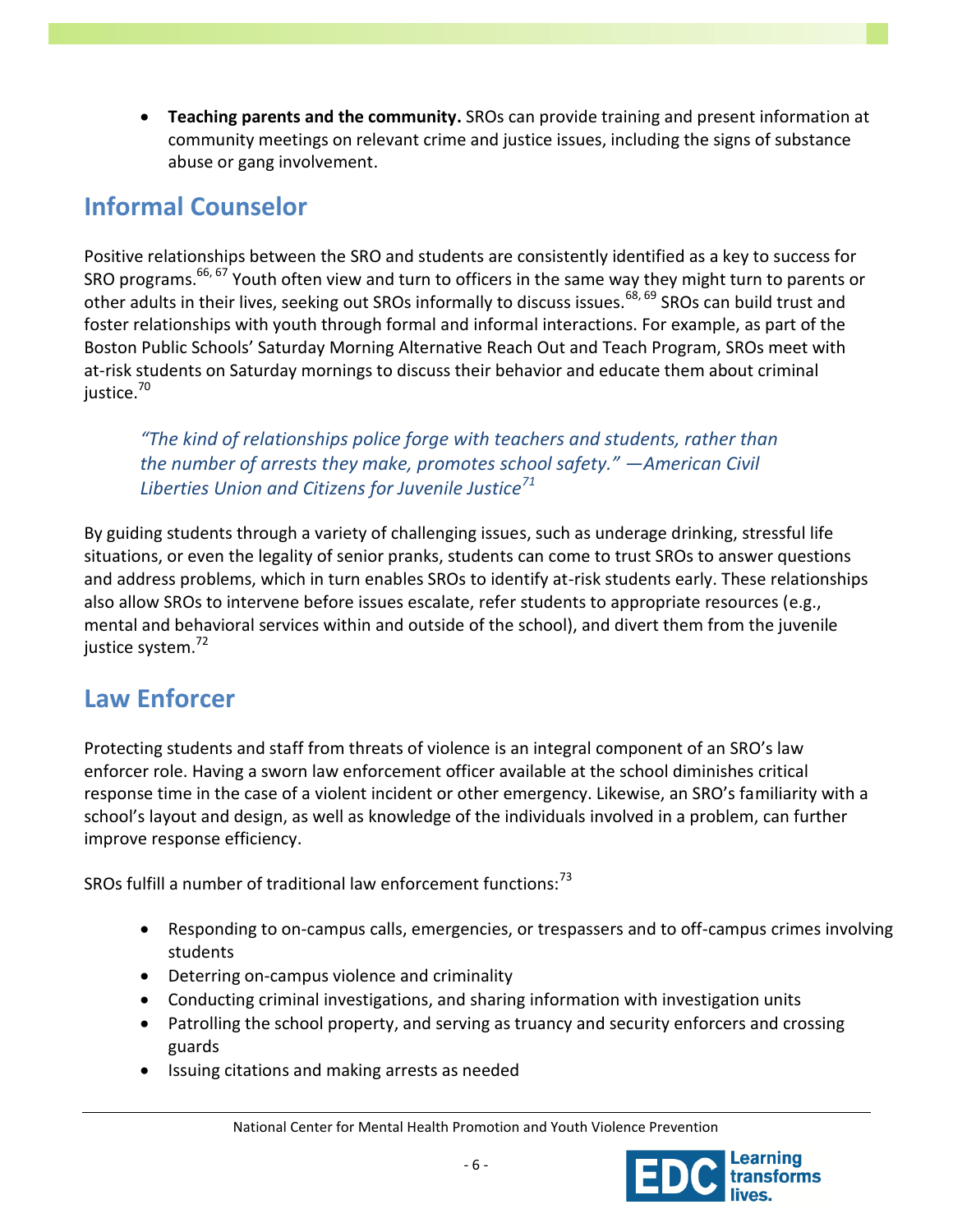- **Teaching parents and the community.** SROs can provide training and present information at community meetings on relevant crime and justice issues, including the signs of substance abuse or gang involvement.

## Informal Counselor

Positive relationships between the SRO and students are consistently identified as a key to success for SRO programs.[66, 67] Youth often view and turn to officers in the same way they might turn to parents or other adults in their lives, seeking out SROs informally to discuss issues.[68, 69] SROs can build trust and foster relationships with youth through formal and informal interactions. For example, as part of the Boston Public Schools' Saturday Morning Alternative Reach Out and Teach Program, SROs meet with at-risk students on Saturday mornings to discuss their behavior and educate them about criminal justice.[70]

> *"The kind of relationships police forge with teachers and students, rather than the number of arrests they make, promotes school safety." —American Civil Liberties Union and Citizens for Juvenile Justice*[71]

By guiding students through a variety of challenging issues, such as underage drinking, stressful life situations, or even the legality of senior pranks, students can come to trust SROs to answer questions and address problems, which in turn enables SROs to identify at-risk students early. These relationships also allow SROs to intervene before issues escalate, refer students to appropriate resources (e.g., mental and behavioral services within and outside of the school), and divert them from the juvenile justice system.[72]

## Law Enforcer

Protecting students and staff from threats of violence is an integral component of an SRO's law enforcer role. Having a sworn law enforcement officer available at the school diminishes critical response time in the case of a violent incident or other emergency. Likewise, an SRO's familiarity with a school's layout and design, as well as knowledge of the individuals involved in a problem, can further improve response efficiency.

SROs fulfill a number of traditional law enforcement functions:[73]

- Responding to on-campus calls, emergencies, or trespassers and to off-campus crimes involving students
- Deterring on-campus violence and criminality
- Conducting criminal investigations, and sharing information with investigation units
- Patrolling the school property, and serving as truancy and security enforcers and crossing guards
- Issuing citations and making arrests as needed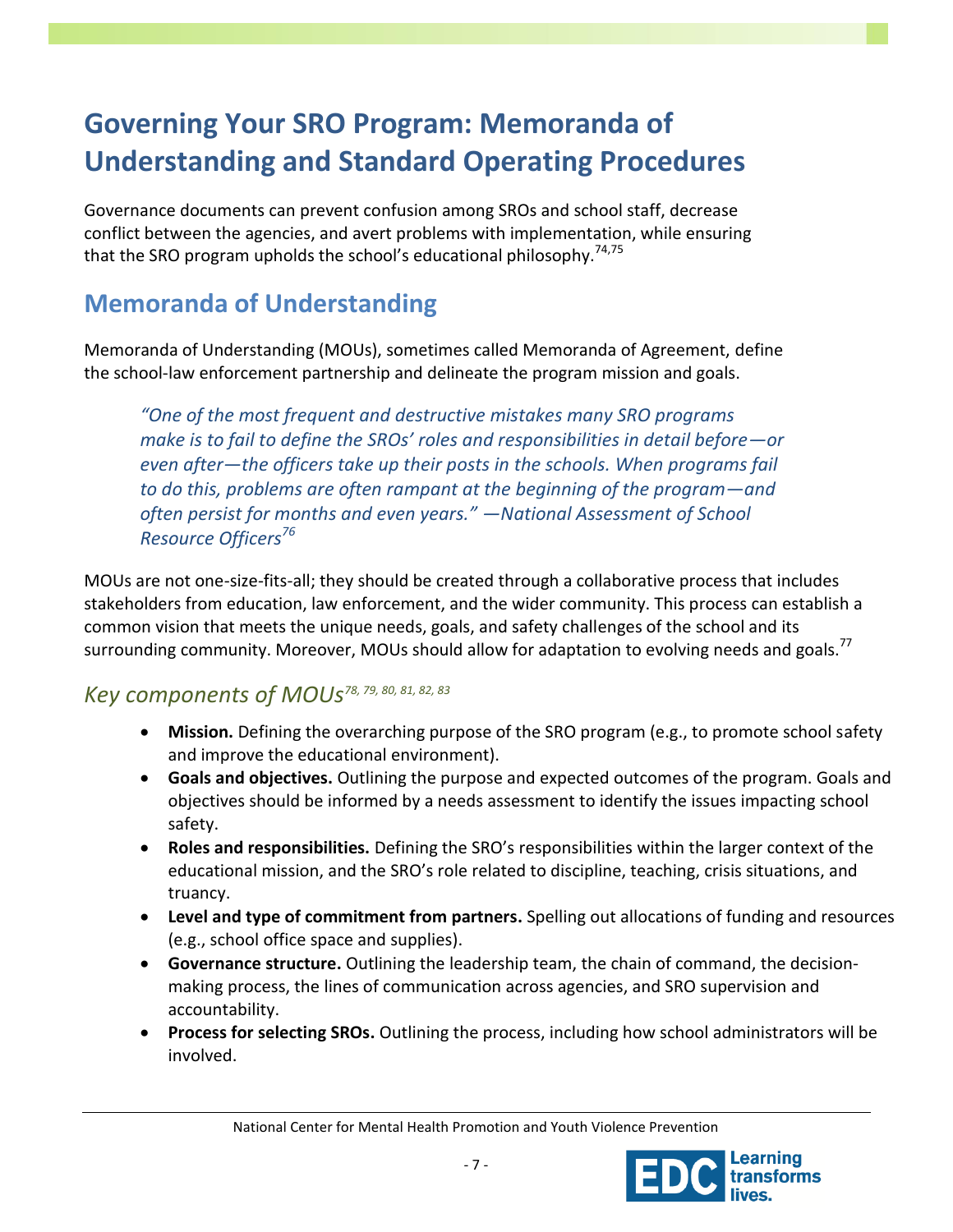# Governing Your SRO Program: Memoranda of Understanding and Standard Operating Procedures

Governance documents can prevent confusion among SROs and school staff, decrease conflict between the agencies, and avert problems with implementation, while ensuring that the SRO program upholds the school's educational philosophy.[74,75]

## Memoranda of Understanding

Memoranda of Understanding (MOUs), sometimes called Memoranda of Agreement, define the school-law enforcement partnership and delineate the program mission and goals.

> *"One of the most frequent and destructive mistakes many SRO programs make is to fail to define the SROs' roles and responsibilities in detail before—or even after—the officers take up their posts in the schools. When programs fail to do this, problems are often rampant at the beginning of the program—and often persist for months and even years." —National Assessment of School Resource Officers[76]*

MOUs are not one-size-fits-all; they should be created through a collaborative process that includes stakeholders from education, law enforcement, and the wider community. This process can establish a common vision that meets the unique needs, goals, and safety challenges of the school and its surrounding community. Moreover, MOUs should allow for adaptation to evolving needs and goals.[77]

### *Key components of MOUs*[78, 79, 80, 81, 82, 83]

- **Mission.** Defining the overarching purpose of the SRO program (e.g., to promote school safety and improve the educational environment).
- **Goals and objectives.** Outlining the purpose and expected outcomes of the program. Goals and objectives should be informed by a needs assessment to identify the issues impacting school safety.
- **Roles and responsibilities.** Defining the SRO's responsibilities within the larger context of the educational mission, and the SRO's role related to discipline, teaching, crisis situations, and truancy.
- **Level and type of commitment from partners.** Spelling out allocations of funding and resources (e.g., school office space and supplies).
- **Governance structure.** Outlining the leadership team, the chain of command, the decision-making process, the lines of communication across agencies, and SRO supervision and accountability.
- **Process for selecting SROs.** Outlining the process, including how school administrators will be involved.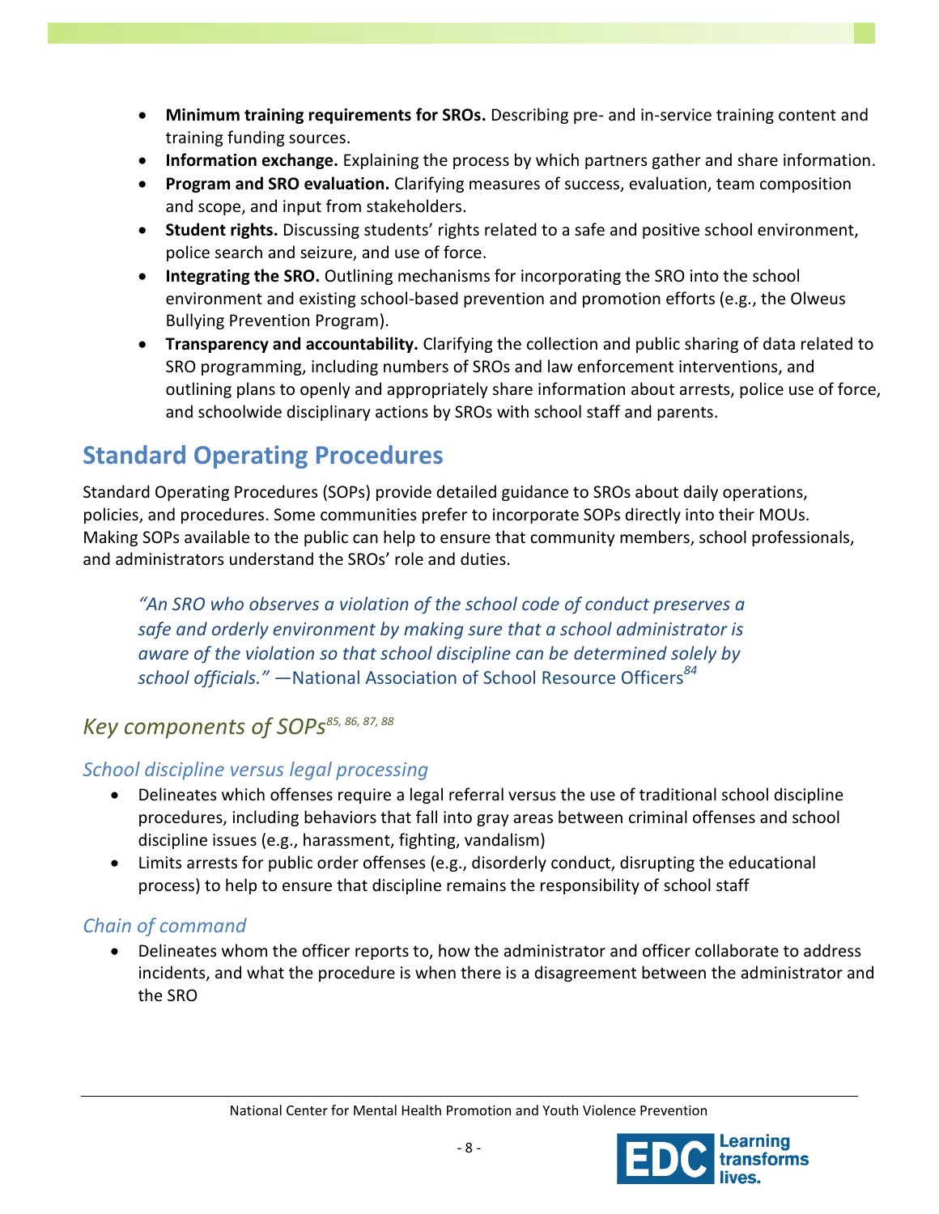- **Minimum training requirements for SROs.** Describing pre- and in-service training content and training funding sources.
- **Information exchange.** Explaining the process by which partners gather and share information.
- **Program and SRO evaluation.** Clarifying measures of success, evaluation, team composition and scope, and input from stakeholders.
- **Student rights.** Discussing students' rights related to a safe and positive school environment, police search and seizure, and use of force.
- **Integrating the SRO.** Outlining mechanisms for incorporating the SRO into the school environment and existing school-based prevention and promotion efforts (e.g., the Olweus Bullying Prevention Program).
- **Transparency and accountability.** Clarifying the collection and public sharing of data related to SRO programming, including numbers of SROs and law enforcement interventions, and outlining plans to openly and appropriately share information about arrests, police use of force, and schoolwide disciplinary actions by SROs with school staff and parents.

## Standard Operating Procedures

Standard Operating Procedures (SOPs) provide detailed guidance to SROs about daily operations, policies, and procedures. Some communities prefer to incorporate SOPs directly into their MOUs. Making SOPs available to the public can help to ensure that community members, school professionals, and administrators understand the SROs' role and duties.

> *"An SRO who observes a violation of the school code of conduct preserves a safe and orderly environment by making sure that a school administrator is aware of the violation so that school discipline can be determined solely by school officials."* —National Association of School Resource Officers[84]

### *Key components of SOPs*[85, 86, 87, 88]

#### *School discipline versus legal processing*

- Delineates which offenses require a legal referral versus the use of traditional school discipline procedures, including behaviors that fall into gray areas between criminal offenses and school discipline issues (e.g., harassment, fighting, vandalism)
- Limits arrests for public order offenses (e.g., disorderly conduct, disrupting the educational process) to help to ensure that discipline remains the responsibility of school staff

#### *Chain of command*

- Delineates whom the officer reports to, how the administrator and officer collaborate to address incidents, and what the procedure is when there is a disagreement between the administrator and the SRO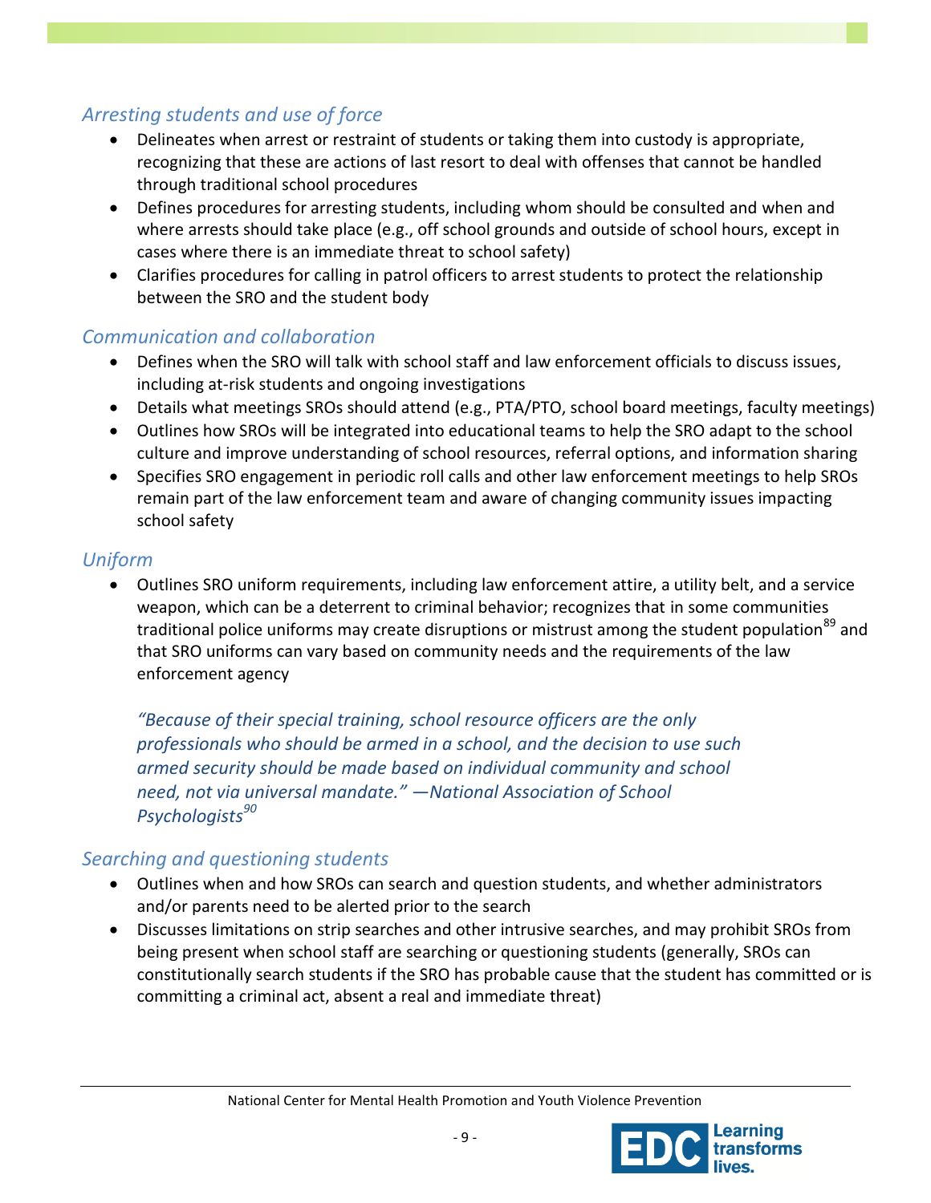### *Arresting students and use of force*

- Delineates when arrest or restraint of students or taking them into custody is appropriate, recognizing that these are actions of last resort to deal with offenses that cannot be handled through traditional school procedures
- Defines procedures for arresting students, including whom should be consulted and when and where arrests should take place (e.g., off school grounds and outside of school hours, except in cases where there is an immediate threat to school safety)
- Clarifies procedures for calling in patrol officers to arrest students to protect the relationship between the SRO and the student body

### *Communication and collaboration*

- Defines when the SRO will talk with school staff and law enforcement officials to discuss issues, including at-risk students and ongoing investigations
- Details what meetings SROs should attend (e.g., PTA/PTO, school board meetings, faculty meetings)
- Outlines how SROs will be integrated into educational teams to help the SRO adapt to the school culture and improve understanding of school resources, referral options, and information sharing
- Specifies SRO engagement in periodic roll calls and other law enforcement meetings to help SROs remain part of the law enforcement team and aware of changing community issues impacting school safety

### *Uniform*

- Outlines SRO uniform requirements, including law enforcement attire, a utility belt, and a service weapon, which can be a deterrent to criminal behavior; recognizes that in some communities traditional police uniforms may create disruptions or mistrust among the student population[89] and that SRO uniforms can vary based on community needs and the requirements of the law enforcement agency

> *"Because of their special training, school resource officers are the only professionals who should be armed in a school, and the decision to use such armed security should be made based on individual community and school need, not via universal mandate." —National Association of School Psychologists[90]*

### *Searching and questioning students*

- Outlines when and how SROs can search and question students, and whether administrators and/or parents need to be alerted prior to the search
- Discusses limitations on strip searches and other intrusive searches, and may prohibit SROs from being present when school staff are searching or questioning students (generally, SROs can constitutionally search students if the SRO has probable cause that the student has committed or is committing a criminal act, absent a real and immediate threat)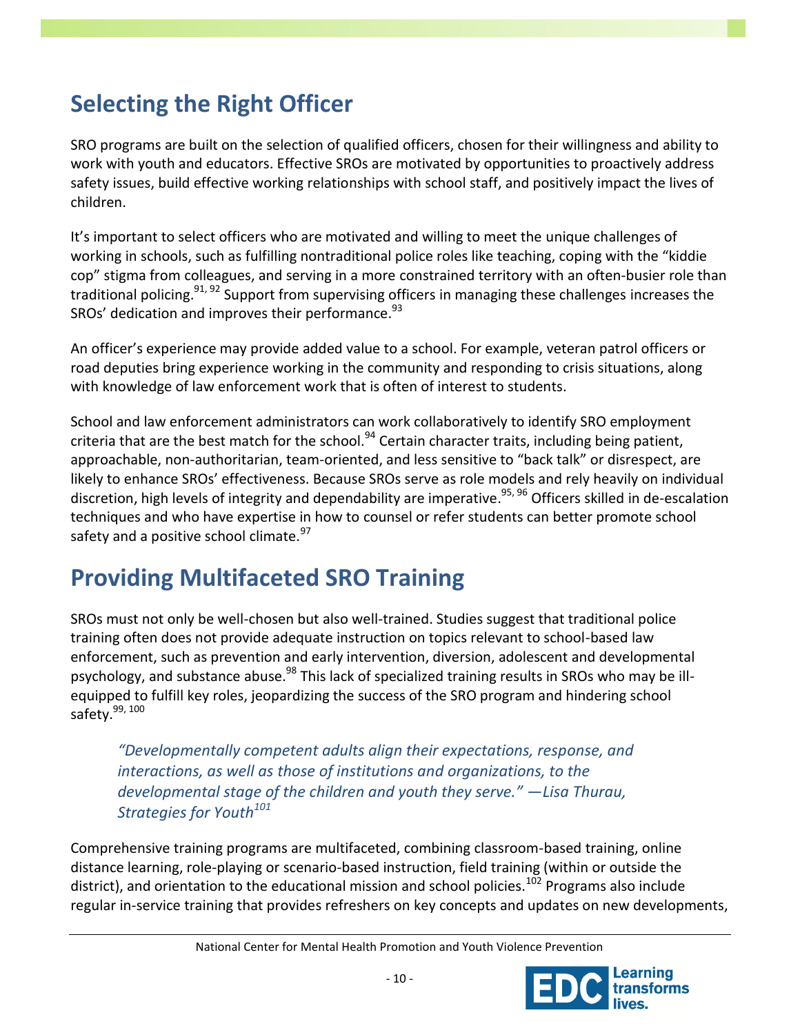## Selecting the Right Officer

SRO programs are built on the selection of qualified officers, chosen for their willingness and ability to work with youth and educators. Effective SROs are motivated by opportunities to proactively address safety issues, build effective working relationships with school staff, and positively impact the lives of children.

It's important to select officers who are motivated and willing to meet the unique challenges of working in schools, such as fulfilling nontraditional police roles like teaching, coping with the "kiddie cop" stigma from colleagues, and serving in a more constrained territory with an often-busier role than traditional policing.[91, 92] Support from supervising officers in managing these challenges increases the SROs' dedication and improves their performance.[93]

An officer's experience may provide added value to a school. For example, veteran patrol officers or road deputies bring experience working in the community and responding to crisis situations, along with knowledge of law enforcement work that is often of interest to students.

School and law enforcement administrators can work collaboratively to identify SRO employment criteria that are the best match for the school.[94] Certain character traits, including being patient, approachable, non-authoritarian, team-oriented, and less sensitive to "back talk" or disrespect, are likely to enhance SROs' effectiveness. Because SROs serve as role models and rely heavily on individual discretion, high levels of integrity and dependability are imperative.[95, 96] Officers skilled in de-escalation techniques and who have expertise in how to counsel or refer students can better promote school safety and a positive school climate.[97]

## Providing Multifaceted SRO Training

SROs must not only be well-chosen but also well-trained. Studies suggest that traditional police training often does not provide adequate instruction on topics relevant to school-based law enforcement, such as prevention and early intervention, diversion, adolescent and developmental psychology, and substance abuse.[98] This lack of specialized training results in SROs who may be ill-equipped to fulfill key roles, jeopardizing the success of the SRO program and hindering school safety.[99, 100]

> *"Developmentally competent adults align their expectations, response, and interactions, as well as those of institutions and organizations, to the developmental stage of the children and youth they serve." —Lisa Thurau, Strategies for Youth*[101]

Comprehensive training programs are multifaceted, combining classroom-based training, online distance learning, role-playing or scenario-based instruction, field training (within or outside the district), and orientation to the educational mission and school policies.[102] Programs also include regular in-service training that provides refreshers on key concepts and updates on new developments,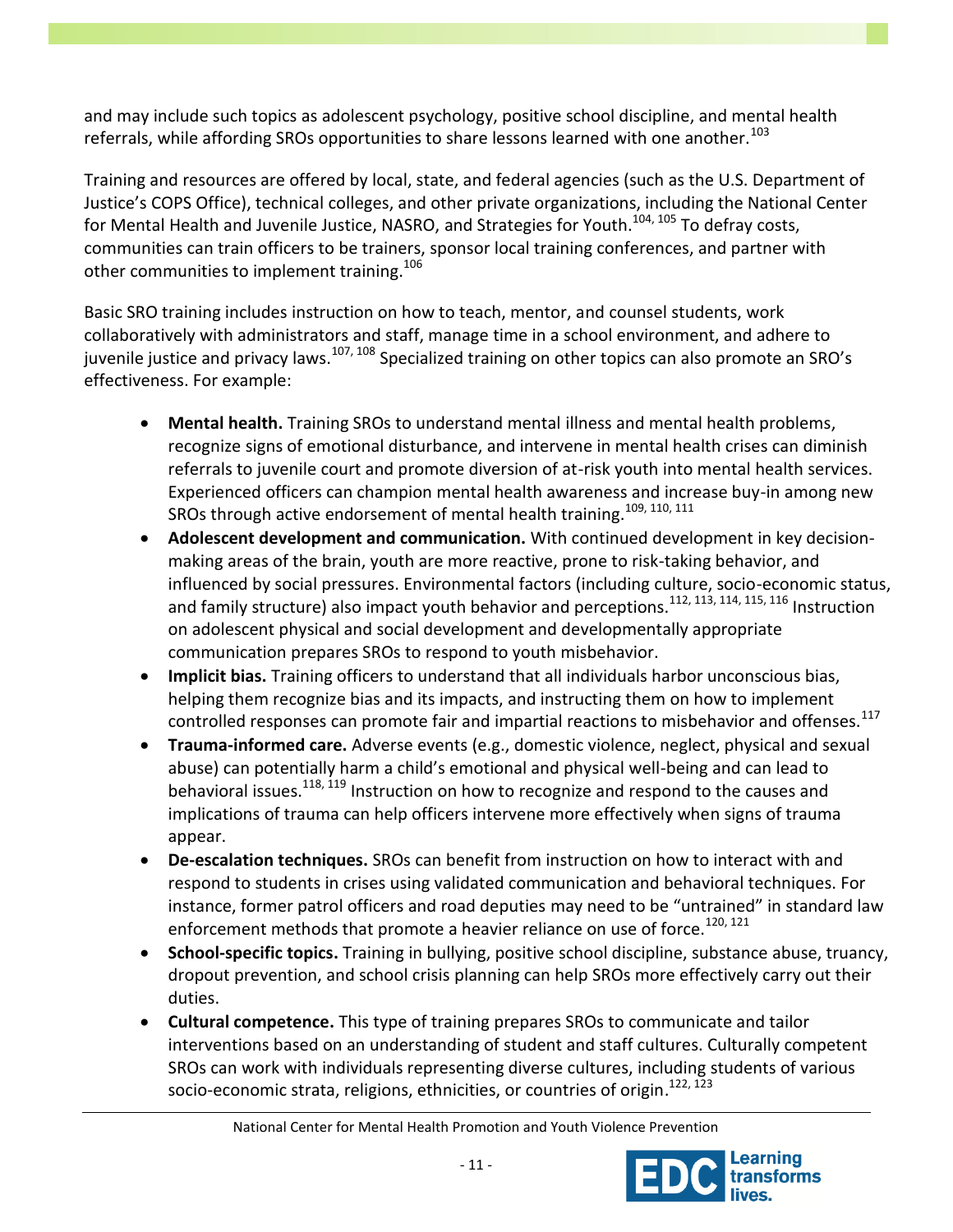and may include such topics as adolescent psychology, positive school discipline, and mental health referrals, while affording SROs opportunities to share lessons learned with one another.[103]

Training and resources are offered by local, state, and federal agencies (such as the U.S. Department of Justice's COPS Office), technical colleges, and other private organizations, including the National Center for Mental Health and Juvenile Justice, NASRO, and Strategies for Youth.[104, 105] To defray costs, communities can train officers to be trainers, sponsor local training conferences, and partner with other communities to implement training.[106]

Basic SRO training includes instruction on how to teach, mentor, and counsel students, work collaboratively with administrators and staff, manage time in a school environment, and adhere to juvenile justice and privacy laws.[107, 108] Specialized training on other topics can also promote an SRO's effectiveness. For example:

- **Mental health.** Training SROs to understand mental illness and mental health problems, recognize signs of emotional disturbance, and intervene in mental health crises can diminish referrals to juvenile court and promote diversion of at-risk youth into mental health services. Experienced officers can champion mental health awareness and increase buy-in among new SROs through active endorsement of mental health training.[109, 110, 111]
- **Adolescent development and communication.** With continued development in key decision-making areas of the brain, youth are more reactive, prone to risk-taking behavior, and influenced by social pressures. Environmental factors (including culture, socio-economic status, and family structure) also impact youth behavior and perceptions.[112, 113, 114, 115, 116] Instruction on adolescent physical and social development and developmentally appropriate communication prepares SROs to respond to youth misbehavior.
- **Implicit bias.** Training officers to understand that all individuals harbor unconscious bias, helping them recognize bias and its impacts, and instructing them on how to implement controlled responses can promote fair and impartial reactions to misbehavior and offenses.[117]
- **Trauma-informed care.** Adverse events (e.g., domestic violence, neglect, physical and sexual abuse) can potentially harm a child's emotional and physical well-being and can lead to behavioral issues.[118, 119] Instruction on how to recognize and respond to the causes and implications of trauma can help officers intervene more effectively when signs of trauma appear.
- **De-escalation techniques.** SROs can benefit from instruction on how to interact with and respond to students in crises using validated communication and behavioral techniques. For instance, former patrol officers and road deputies may need to be "untrained" in standard law enforcement methods that promote a heavier reliance on use of force.[120, 121]
- **School-specific topics.** Training in bullying, positive school discipline, substance abuse, truancy, dropout prevention, and school crisis planning can help SROs more effectively carry out their duties.
- **Cultural competence.** This type of training prepares SROs to communicate and tailor interventions based on an understanding of student and staff cultures. Culturally competent SROs can work with individuals representing diverse cultures, including students of various socio-economic strata, religions, ethnicities, or countries of origin.[122, 123]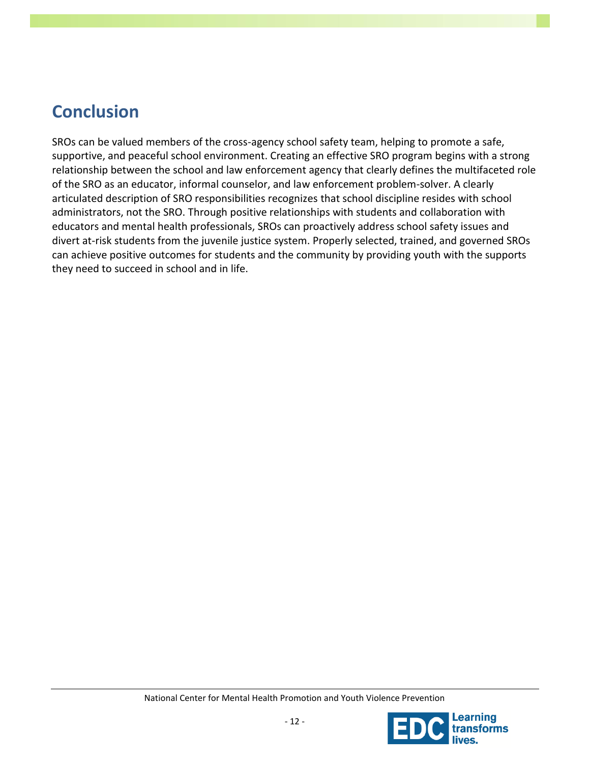## Conclusion

SROs can be valued members of the cross-agency school safety team, helping to promote a safe, supportive, and peaceful school environment. Creating an effective SRO program begins with a strong relationship between the school and law enforcement agency that clearly defines the multifaceted role of the SRO as an educator, informal counselor, and law enforcement problem-solver. A clearly articulated description of SRO responsibilities recognizes that school discipline resides with school administrators, not the SRO. Through positive relationships with students and collaboration with educators and mental health professionals, SROs can proactively address school safety issues and divert at-risk students from the juvenile justice system. Properly selected, trained, and governed SROs can achieve positive outcomes for students and the community by providing youth with the supports they need to succeed in school and in life.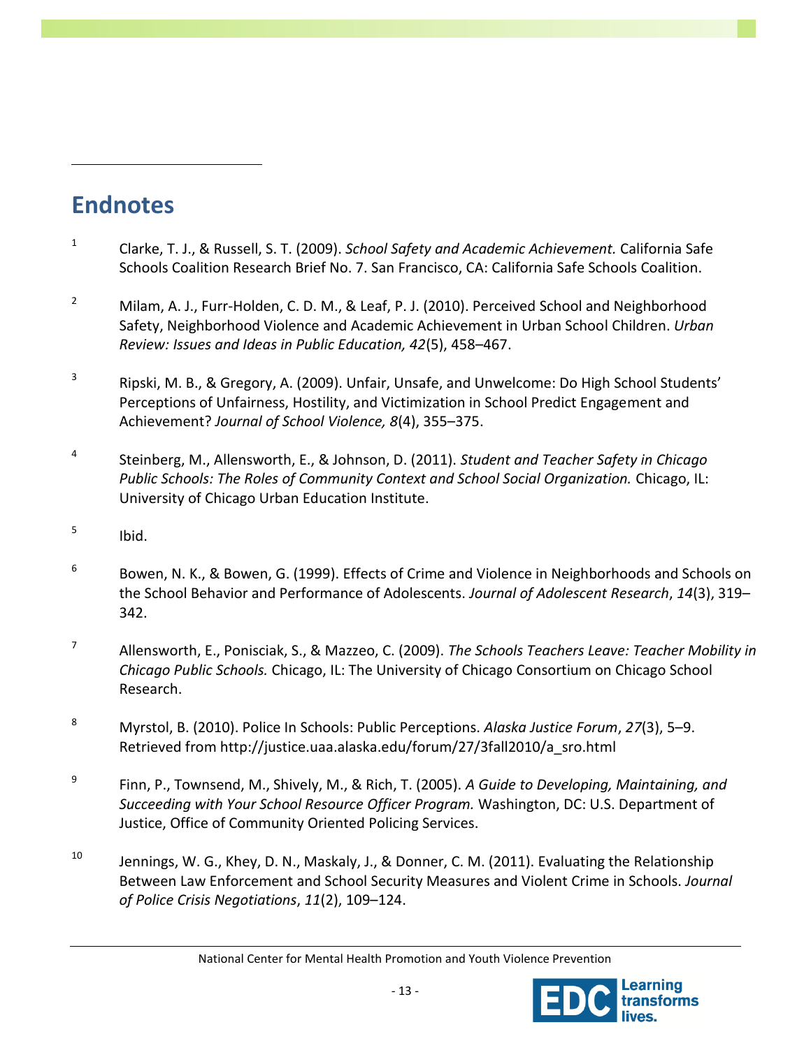## Endnotes

[1] Clarke, T. J., & Russell, S. T. (2009). *School Safety and Academic Achievement.* California Safe Schools Coalition Research Brief No. 7. San Francisco, CA: California Safe Schools Coalition.

[2] Milam, A. J., Furr-Holden, C. D. M., & Leaf, P. J. (2010). Perceived School and Neighborhood Safety, Neighborhood Violence and Academic Achievement in Urban School Children. *Urban Review: Issues and Ideas in Public Education, 42*(5), 458–467.

[3] Ripski, M. B., & Gregory, A. (2009). Unfair, Unsafe, and Unwelcome: Do High School Students' Perceptions of Unfairness, Hostility, and Victimization in School Predict Engagement and Achievement? *Journal of School Violence, 8*(4), 355–375.

[4] Steinberg, M., Allensworth, E., & Johnson, D. (2011). *Student and Teacher Safety in Chicago Public Schools: The Roles of Community Context and School Social Organization.* Chicago, IL: University of Chicago Urban Education Institute.

[5] Ibid.

[6] Bowen, N. K., & Bowen, G. (1999). Effects of Crime and Violence in Neighborhoods and Schools on the School Behavior and Performance of Adolescents. *Journal of Adolescent Research*, *14*(3), 319–342.

[7] Allensworth, E., Ponisciak, S., & Mazzeo, C. (2009). *The Schools Teachers Leave: Teacher Mobility in Chicago Public Schools.* Chicago, IL: The University of Chicago Consortium on Chicago School Research.

[8] Myrstol, B. (2010). Police In Schools: Public Perceptions. *Alaska Justice Forum*, *27*(3), 5–9. Retrieved from http://justice.uaa.alaska.edu/forum/27/3fall2010/a_sro.html

[9] Finn, P., Townsend, M., Shively, M., & Rich, T. (2005). *A Guide to Developing, Maintaining, and Succeeding with Your School Resource Officer Program.* Washington, DC: U.S. Department of Justice, Office of Community Oriented Policing Services.

[10] Jennings, W. G., Khey, D. N., Maskaly, J., & Donner, C. M. (2011). Evaluating the Relationship Between Law Enforcement and School Security Measures and Violent Crime in Schools. *Journal of Police Crisis Negotiations*, *11*(2), 109–124.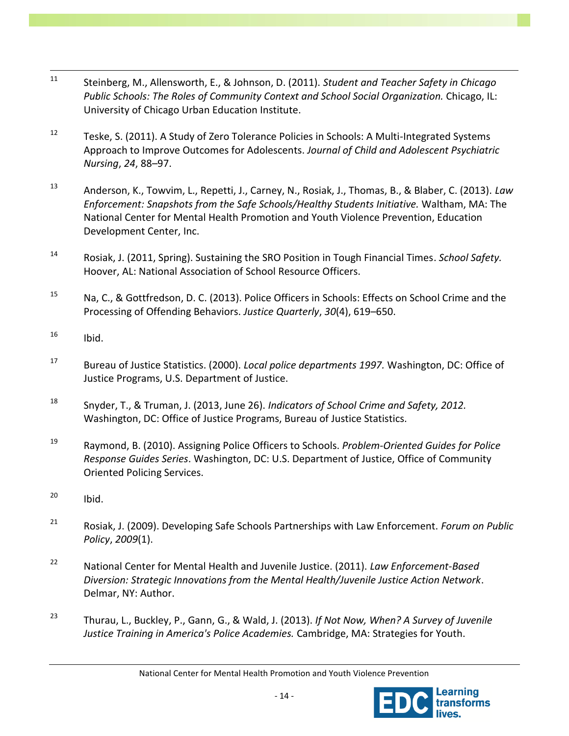[11] Steinberg, M., Allensworth, E., & Johnson, D. (2011). *Student and Teacher Safety in Chicago Public Schools: The Roles of Community Context and School Social Organization.* Chicago, IL: University of Chicago Urban Education Institute.

[12] Teske, S. (2011). A Study of Zero Tolerance Policies in Schools: A Multi-Integrated Systems Approach to Improve Outcomes for Adolescents. *Journal of Child and Adolescent Psychiatric Nursing*, *24*, 88–97.

[13] Anderson, K., Towvim, L., Repetti, J., Carney, N., Rosiak, J., Thomas, B., & Blaber, C. (2013). *Law Enforcement: Snapshots from the Safe Schools/Healthy Students Initiative.* Waltham, MA: The National Center for Mental Health Promotion and Youth Violence Prevention, Education Development Center, Inc.

[14] Rosiak, J. (2011, Spring). Sustaining the SRO Position in Tough Financial Times. *School Safety.* Hoover, AL: National Association of School Resource Officers.

[15] Na, C., & Gottfredson, D. C. (2013). Police Officers in Schools: Effects on School Crime and the Processing of Offending Behaviors. *Justice Quarterly*, *30*(4), 619–650.

[16] Ibid.

[17] Bureau of Justice Statistics. (2000). *Local police departments 1997.* Washington, DC: Office of Justice Programs, U.S. Department of Justice.

[18] Snyder, T., & Truman, J. (2013, June 26). *Indicators of School Crime and Safety, 2012.* Washington, DC: Office of Justice Programs, Bureau of Justice Statistics.

[19] Raymond, B. (2010). Assigning Police Officers to Schools. *Problem-Oriented Guides for Police Response Guides Series*. Washington, DC: U.S. Department of Justice, Office of Community Oriented Policing Services.

[20] Ibid.

[21] Rosiak, J. (2009). Developing Safe Schools Partnerships with Law Enforcement. *Forum on Public Policy*, *2009*(1).

[22] National Center for Mental Health and Juvenile Justice. (2011). *Law Enforcement-Based Diversion: Strategic Innovations from the Mental Health/Juvenile Justice Action Network*. Delmar, NY: Author.

[23] Thurau, L., Buckley, P., Gann, G., & Wald, J. (2013). *If Not Now, When? A Survey of Juvenile Justice Training in America's Police Academies.* Cambridge, MA: Strategies for Youth.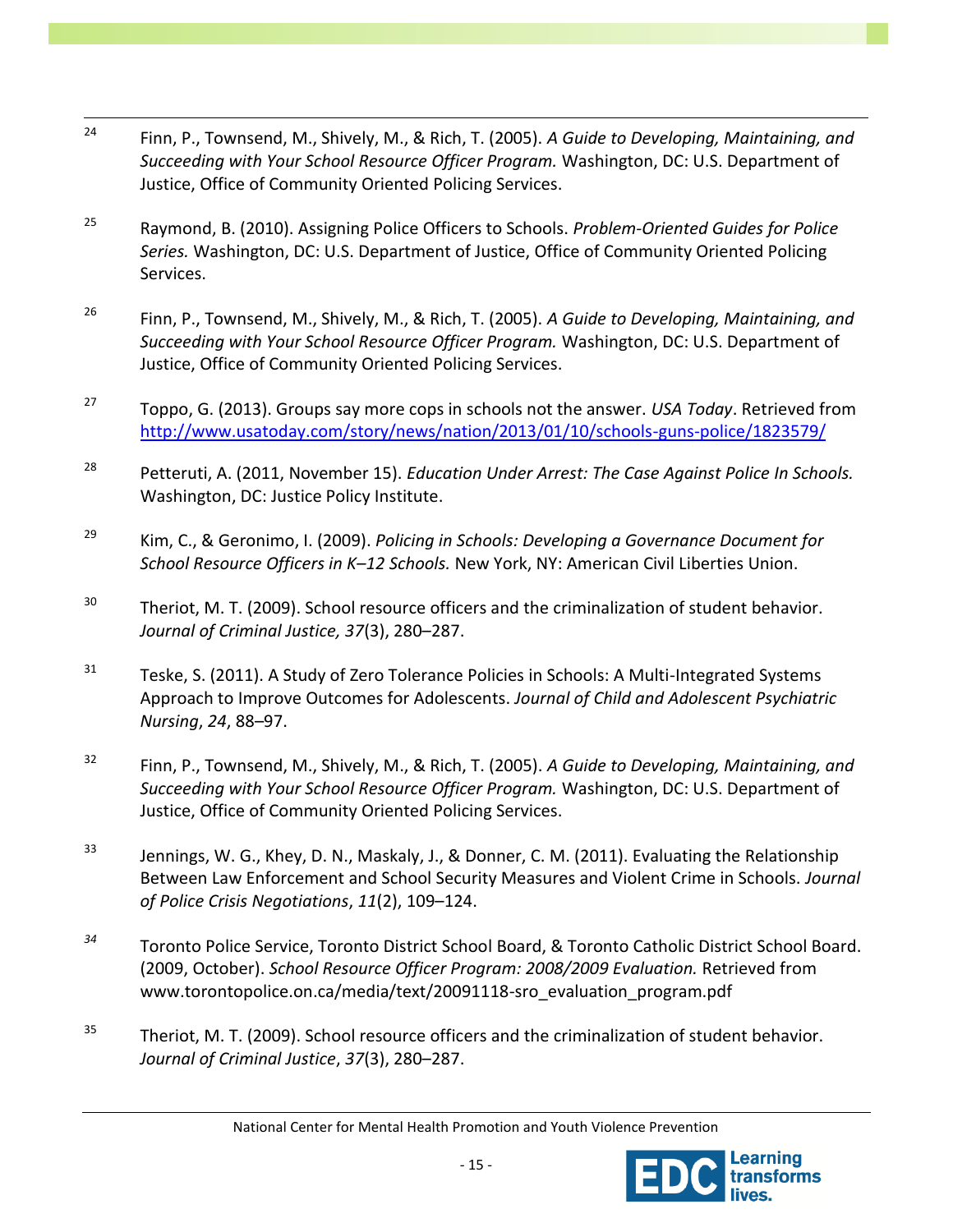[24] Finn, P., Townsend, M., Shively, M., & Rich, T. (2005). *A Guide to Developing, Maintaining, and Succeeding with Your School Resource Officer Program.* Washington, DC: U.S. Department of Justice, Office of Community Oriented Policing Services.

[25] Raymond, B. (2010). Assigning Police Officers to Schools. *Problem-Oriented Guides for Police Series.* Washington, DC: U.S. Department of Justice, Office of Community Oriented Policing Services.

[26] Finn, P., Townsend, M., Shively, M., & Rich, T. (2005). *A Guide to Developing, Maintaining, and Succeeding with Your School Resource Officer Program.* Washington, DC: U.S. Department of Justice, Office of Community Oriented Policing Services.

[27] Toppo, G. (2013). Groups say more cops in schools not the answer. *USA Today*. Retrieved from http://www.usatoday.com/story/news/nation/2013/01/10/schools-guns-police/1823579/

[28] Petteruti, A. (2011, November 15). *Education Under Arrest: The Case Against Police In Schools.* Washington, DC: Justice Policy Institute.

[29] Kim, C., & Geronimo, I. (2009). *Policing in Schools: Developing a Governance Document for School Resource Officers in K–12 Schools.* New York, NY: American Civil Liberties Union.

[30] Theriot, M. T. (2009). School resource officers and the criminalization of student behavior. *Journal of Criminal Justice, 37*(3), 280–287.

[31] Teske, S. (2011). A Study of Zero Tolerance Policies in Schools: A Multi-Integrated Systems Approach to Improve Outcomes for Adolescents. *Journal of Child and Adolescent Psychiatric Nursing*, *24*, 88–97.

[32] Finn, P., Townsend, M., Shively, M., & Rich, T. (2005). *A Guide to Developing, Maintaining, and Succeeding with Your School Resource Officer Program.* Washington, DC: U.S. Department of Justice, Office of Community Oriented Policing Services.

[33] Jennings, W. G., Khey, D. N., Maskaly, J., & Donner, C. M. (2011). Evaluating the Relationship Between Law Enforcement and School Security Measures and Violent Crime in Schools. *Journal of Police Crisis Negotiations*, *11*(2), 109–124.

[34] Toronto Police Service, Toronto District School Board, & Toronto Catholic District School Board. (2009, October). *School Resource Officer Program: 2008/2009 Evaluation.* Retrieved from www.torontopolice.on.ca/media/text/20091118-sro_evaluation_program.pdf

[35] Theriot, M. T. (2009). School resource officers and the criminalization of student behavior. *Journal of Criminal Justice*, *37*(3), 280–287.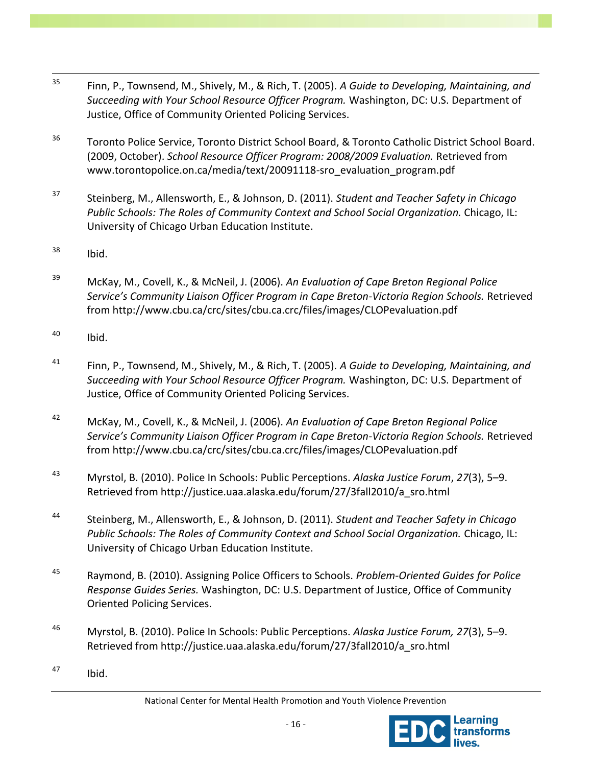[35] Finn, P., Townsend, M., Shively, M., & Rich, T. (2005). *A Guide to Developing, Maintaining, and Succeeding with Your School Resource Officer Program.* Washington, DC: U.S. Department of Justice, Office of Community Oriented Policing Services.

[36] Toronto Police Service, Toronto District School Board, & Toronto Catholic District School Board. (2009, October). *School Resource Officer Program: 2008/2009 Evaluation.* Retrieved from www.torontopolice.on.ca/media/text/20091118-sro_evaluation_program.pdf

[37] Steinberg, M., Allensworth, E., & Johnson, D. (2011). *Student and Teacher Safety in Chicago Public Schools: The Roles of Community Context and School Social Organization.* Chicago, IL: University of Chicago Urban Education Institute.

[38] Ibid.

[39] McKay, M., Covell, K., & McNeil, J. (2006). *An Evaluation of Cape Breton Regional Police Service's Community Liaison Officer Program in Cape Breton-Victoria Region Schools.* Retrieved from http://www.cbu.ca/crc/sites/cbu.ca.crc/files/images/CLOPevaluation.pdf

[40] Ibid.

[41] Finn, P., Townsend, M., Shively, M., & Rich, T. (2005). *A Guide to Developing, Maintaining, and Succeeding with Your School Resource Officer Program.* Washington, DC: U.S. Department of Justice, Office of Community Oriented Policing Services.

[42] McKay, M., Covell, K., & McNeil, J. (2006). *An Evaluation of Cape Breton Regional Police Service's Community Liaison Officer Program in Cape Breton-Victoria Region Schools.* Retrieved from http://www.cbu.ca/crc/sites/cbu.ca.crc/files/images/CLOPevaluation.pdf

[43] Myrstol, B. (2010). Police In Schools: Public Perceptions. *Alaska Justice Forum*, *27*(3), 5–9. Retrieved from http://justice.uaa.alaska.edu/forum/27/3fall2010/a_sro.html

[44] Steinberg, M., Allensworth, E., & Johnson, D. (2011). *Student and Teacher Safety in Chicago Public Schools: The Roles of Community Context and School Social Organization.* Chicago, IL: University of Chicago Urban Education Institute.

[45] Raymond, B. (2010). Assigning Police Officers to Schools. *Problem-Oriented Guides for Police Response Guides Series.* Washington, DC: U.S. Department of Justice, Office of Community Oriented Policing Services.

[46] Myrstol, B. (2010). Police In Schools: Public Perceptions. *Alaska Justice Forum, 27*(3), 5–9. Retrieved from http://justice.uaa.alaska.edu/forum/27/3fall2010/a_sro.html

[47] Ibid.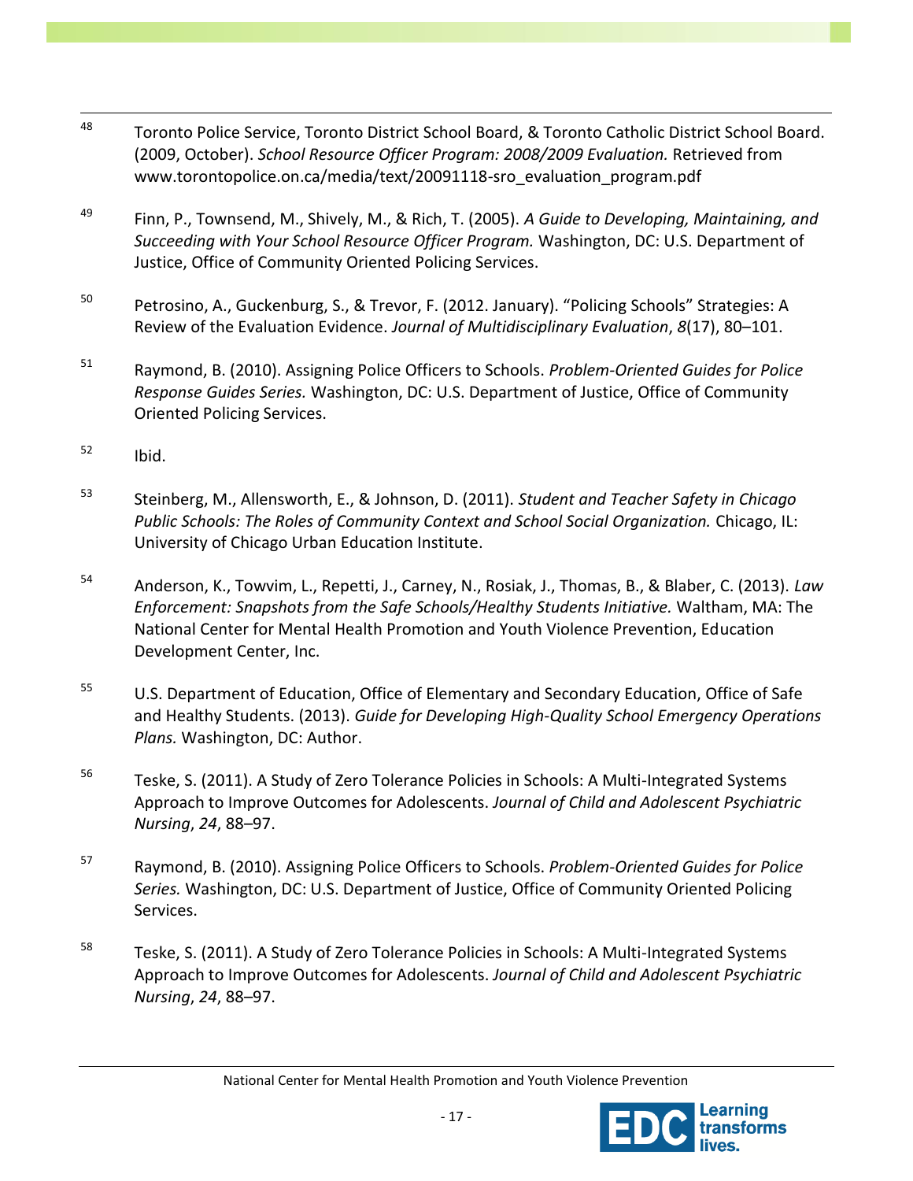[48] Toronto Police Service, Toronto District School Board, & Toronto Catholic District School Board. (2009, October). *School Resource Officer Program: 2008/2009 Evaluation.* Retrieved from www.torontopolice.on.ca/media/text/20091118-sro_evaluation_program.pdf

[49] Finn, P., Townsend, M., Shively, M., & Rich, T. (2005). *A Guide to Developing, Maintaining, and Succeeding with Your School Resource Officer Program.* Washington, DC: U.S. Department of Justice, Office of Community Oriented Policing Services.

[50] Petrosino, A., Guckenburg, S., & Trevor, F. (2012. January). "Policing Schools" Strategies: A Review of the Evaluation Evidence. *Journal of Multidisciplinary Evaluation*, *8*(17), 80–101.

[51] Raymond, B. (2010). Assigning Police Officers to Schools. *Problem-Oriented Guides for Police Response Guides Series.* Washington, DC: U.S. Department of Justice, Office of Community Oriented Policing Services.

[52] Ibid.

[53] Steinberg, M., Allensworth, E., & Johnson, D. (2011). *Student and Teacher Safety in Chicago Public Schools: The Roles of Community Context and School Social Organization.* Chicago, IL: University of Chicago Urban Education Institute.

[54] Anderson, K., Towvim, L., Repetti, J., Carney, N., Rosiak, J., Thomas, B., & Blaber, C. (2013). *Law Enforcement: Snapshots from the Safe Schools/Healthy Students Initiative.* Waltham, MA: The National Center for Mental Health Promotion and Youth Violence Prevention, Education Development Center, Inc.

[55] U.S. Department of Education, Office of Elementary and Secondary Education, Office of Safe and Healthy Students. (2013). *Guide for Developing High-Quality School Emergency Operations Plans.* Washington, DC: Author.

[56] Teske, S. (2011). A Study of Zero Tolerance Policies in Schools: A Multi-Integrated Systems Approach to Improve Outcomes for Adolescents. *Journal of Child and Adolescent Psychiatric Nursing*, *24*, 88–97.

[57] Raymond, B. (2010). Assigning Police Officers to Schools. *Problem-Oriented Guides for Police Series.* Washington, DC: U.S. Department of Justice, Office of Community Oriented Policing Services.

[58] Teske, S. (2011). A Study of Zero Tolerance Policies in Schools: A Multi-Integrated Systems Approach to Improve Outcomes for Adolescents. *Journal of Child and Adolescent Psychiatric Nursing*, *24*, 88–97.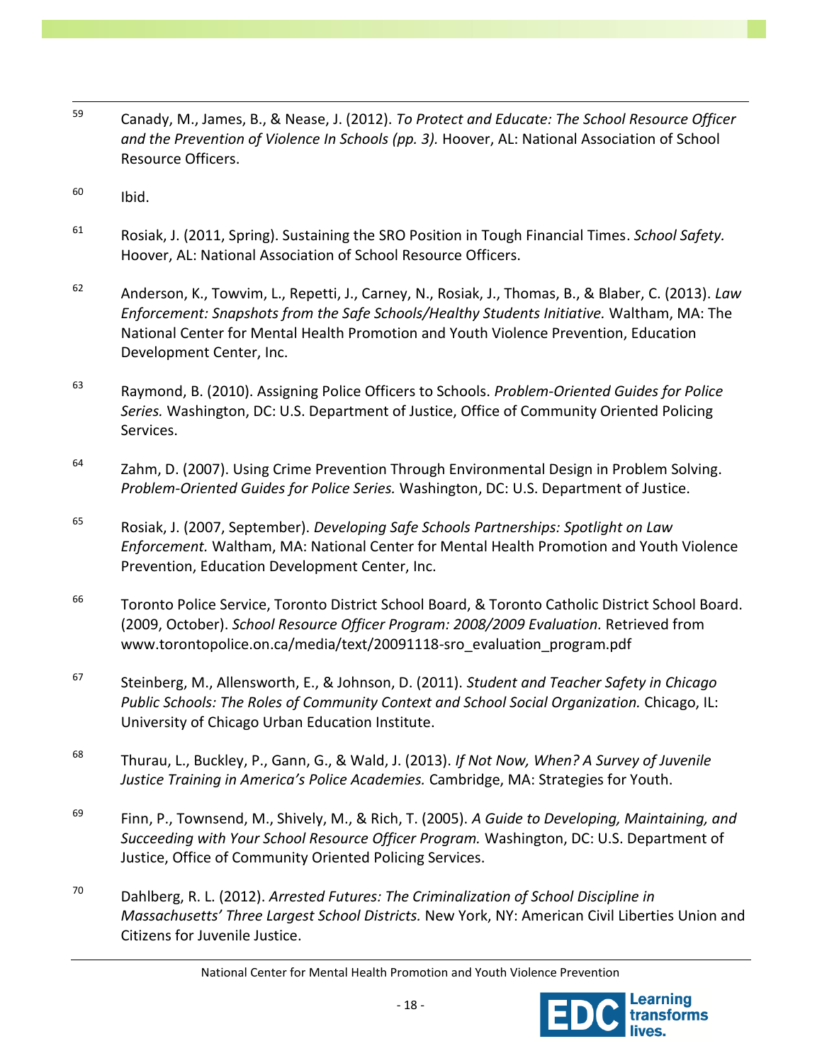[59] Canady, M., James, B., & Nease, J. (2012). *To Protect and Educate: The School Resource Officer and the Prevention of Violence In Schools (pp. 3).* Hoover, AL: National Association of School Resource Officers.

[60] Ibid.

[61] Rosiak, J. (2011, Spring). Sustaining the SRO Position in Tough Financial Times. *School Safety.* Hoover, AL: National Association of School Resource Officers.

[62] Anderson, K., Towvim, L., Repetti, J., Carney, N., Rosiak, J., Thomas, B., & Blaber, C. (2013). *Law Enforcement: Snapshots from the Safe Schools/Healthy Students Initiative.* Waltham, MA: The National Center for Mental Health Promotion and Youth Violence Prevention, Education Development Center, Inc.

[63] Raymond, B. (2010). Assigning Police Officers to Schools. *Problem-Oriented Guides for Police Series.* Washington, DC: U.S. Department of Justice, Office of Community Oriented Policing Services.

[64] Zahm, D. (2007). Using Crime Prevention Through Environmental Design in Problem Solving. *Problem-Oriented Guides for Police Series.* Washington, DC: U.S. Department of Justice.

[65] Rosiak, J. (2007, September). *Developing Safe Schools Partnerships: Spotlight on Law Enforcement.* Waltham, MA: National Center for Mental Health Promotion and Youth Violence Prevention, Education Development Center, Inc.

[66] Toronto Police Service, Toronto District School Board, & Toronto Catholic District School Board. (2009, October). *School Resource Officer Program: 2008/2009 Evaluation.* Retrieved from www.torontopolice.on.ca/media/text/20091118-sro_evaluation_program.pdf

[67] Steinberg, M., Allensworth, E., & Johnson, D. (2011). *Student and Teacher Safety in Chicago Public Schools: The Roles of Community Context and School Social Organization.* Chicago, IL: University of Chicago Urban Education Institute.

[68] Thurau, L., Buckley, P., Gann, G., & Wald, J. (2013). *If Not Now, When? A Survey of Juvenile Justice Training in America's Police Academies.* Cambridge, MA: Strategies for Youth.

[69] Finn, P., Townsend, M., Shively, M., & Rich, T. (2005). *A Guide to Developing, Maintaining, and Succeeding with Your School Resource Officer Program.* Washington, DC: U.S. Department of Justice, Office of Community Oriented Policing Services.

[70] Dahlberg, R. L. (2012). *Arrested Futures: The Criminalization of School Discipline in Massachusetts' Three Largest School Districts.* New York, NY: American Civil Liberties Union and Citizens for Juvenile Justice.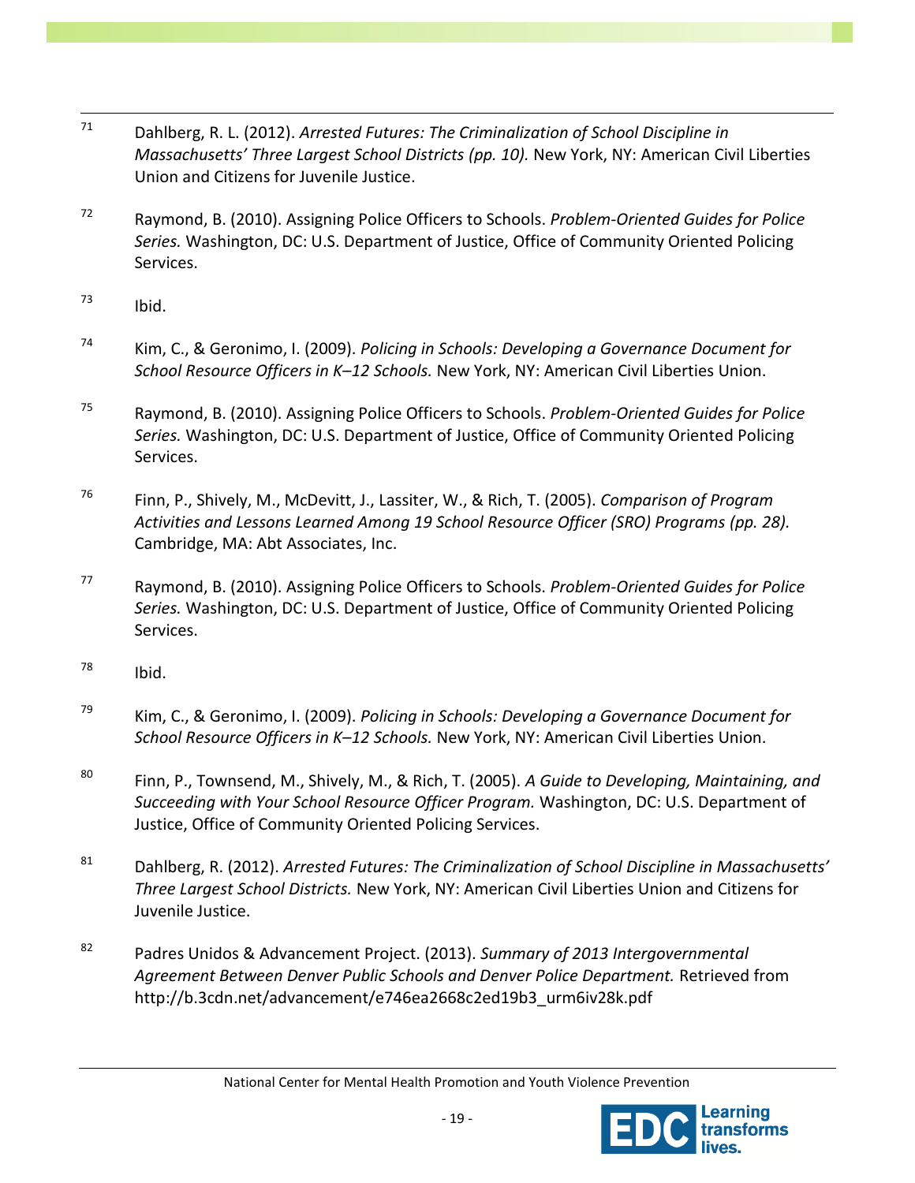71. Dahlberg, R. L. (2012). *Arrested Futures: The Criminalization of School Discipline in Massachusetts' Three Largest School Districts (pp. 10).* New York, NY: American Civil Liberties Union and Citizens for Juvenile Justice.

72. Raymond, B. (2010). Assigning Police Officers to Schools. *Problem-Oriented Guides for Police Series.* Washington, DC: U.S. Department of Justice, Office of Community Oriented Policing Services.

73. Ibid.

74. Kim, C., & Geronimo, I. (2009). *Policing in Schools: Developing a Governance Document for School Resource Officers in K–12 Schools.* New York, NY: American Civil Liberties Union.

75. Raymond, B. (2010). Assigning Police Officers to Schools. *Problem-Oriented Guides for Police Series.* Washington, DC: U.S. Department of Justice, Office of Community Oriented Policing Services.

76. Finn, P., Shively, M., McDevitt, J., Lassiter, W., & Rich, T. (2005). *Comparison of Program Activities and Lessons Learned Among 19 School Resource Officer (SRO) Programs (pp. 28).* Cambridge, MA: Abt Associates, Inc.

77. Raymond, B. (2010). Assigning Police Officers to Schools. *Problem-Oriented Guides for Police Series.* Washington, DC: U.S. Department of Justice, Office of Community Oriented Policing Services.

78. Ibid.

79. Kim, C., & Geronimo, I. (2009). *Policing in Schools: Developing a Governance Document for School Resource Officers in K–12 Schools.* New York, NY: American Civil Liberties Union.

80. Finn, P., Townsend, M., Shively, M., & Rich, T. (2005). *A Guide to Developing, Maintaining, and Succeeding with Your School Resource Officer Program.* Washington, DC: U.S. Department of Justice, Office of Community Oriented Policing Services.

81. Dahlberg, R. (2012). *Arrested Futures: The Criminalization of School Discipline in Massachusetts' Three Largest School Districts.* New York, NY: American Civil Liberties Union and Citizens for Juvenile Justice.

82. Padres Unidos & Advancement Project. (2013). *Summary of 2013 Intergovernmental Agreement Between Denver Public Schools and Denver Police Department.* Retrieved from http://b.3cdn.net/advancement/e746ea2668c2ed19b3_urm6iv28k.pdf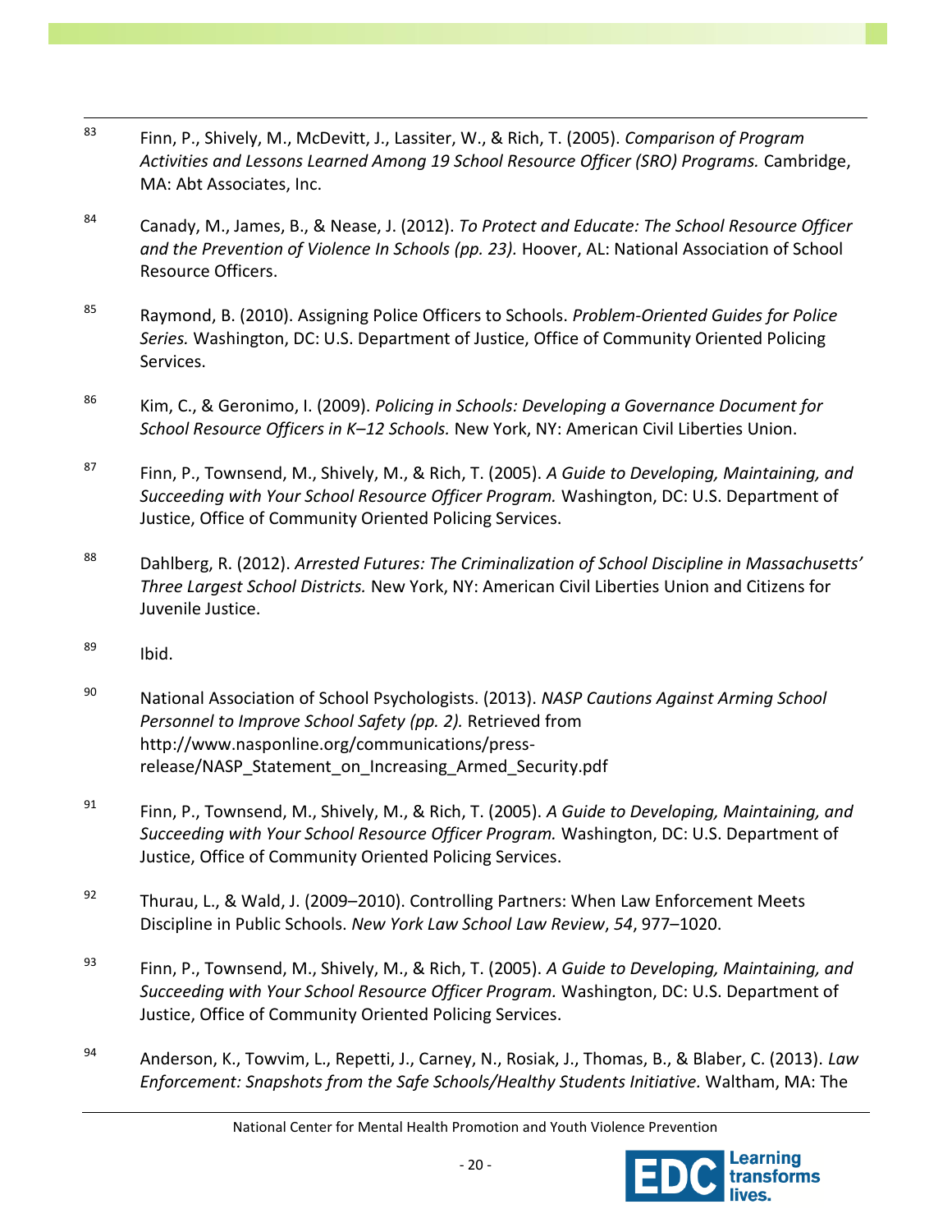[83] Finn, P., Shively, M., McDevitt, J., Lassiter, W., & Rich, T. (2005). *Comparison of Program Activities and Lessons Learned Among 19 School Resource Officer (SRO) Programs.* Cambridge, MA: Abt Associates, Inc.

[84] Canady, M., James, B., & Nease, J. (2012). *To Protect and Educate: The School Resource Officer and the Prevention of Violence In Schools (pp. 23).* Hoover, AL: National Association of School Resource Officers.

[85] Raymond, B. (2010). Assigning Police Officers to Schools. *Problem-Oriented Guides for Police Series.* Washington, DC: U.S. Department of Justice, Office of Community Oriented Policing Services.

[86] Kim, C., & Geronimo, I. (2009). *Policing in Schools: Developing a Governance Document for School Resource Officers in K–12 Schools.* New York, NY: American Civil Liberties Union.

[87] Finn, P., Townsend, M., Shively, M., & Rich, T. (2005). *A Guide to Developing, Maintaining, and Succeeding with Your School Resource Officer Program.* Washington, DC: U.S. Department of Justice, Office of Community Oriented Policing Services.

[88] Dahlberg, R. (2012). *Arrested Futures: The Criminalization of School Discipline in Massachusetts' Three Largest School Districts.* New York, NY: American Civil Liberties Union and Citizens for Juvenile Justice.

[89] Ibid.

[90] National Association of School Psychologists. (2013). *NASP Cautions Against Arming School Personnel to Improve School Safety (pp. 2).* Retrieved from http://www.nasponline.org/communications/press-release/NASP_Statement_on_Increasing_Armed_Security.pdf

[91] Finn, P., Townsend, M., Shively, M., & Rich, T. (2005). *A Guide to Developing, Maintaining, and Succeeding with Your School Resource Officer Program.* Washington, DC: U.S. Department of Justice, Office of Community Oriented Policing Services.

[92] Thurau, L., & Wald, J. (2009–2010). Controlling Partners: When Law Enforcement Meets Discipline in Public Schools. *New York Law School Law Review*, *54*, 977–1020.

[93] Finn, P., Townsend, M., Shively, M., & Rich, T. (2005). *A Guide to Developing, Maintaining, and Succeeding with Your School Resource Officer Program.* Washington, DC: U.S. Department of Justice, Office of Community Oriented Policing Services.

[94] Anderson, K., Towvim, L., Repetti, J., Carney, N., Rosiak, J., Thomas, B., & Blaber, C. (2013). *Law Enforcement: Snapshots from the Safe Schools/Healthy Students Initiative.* Waltham, MA: The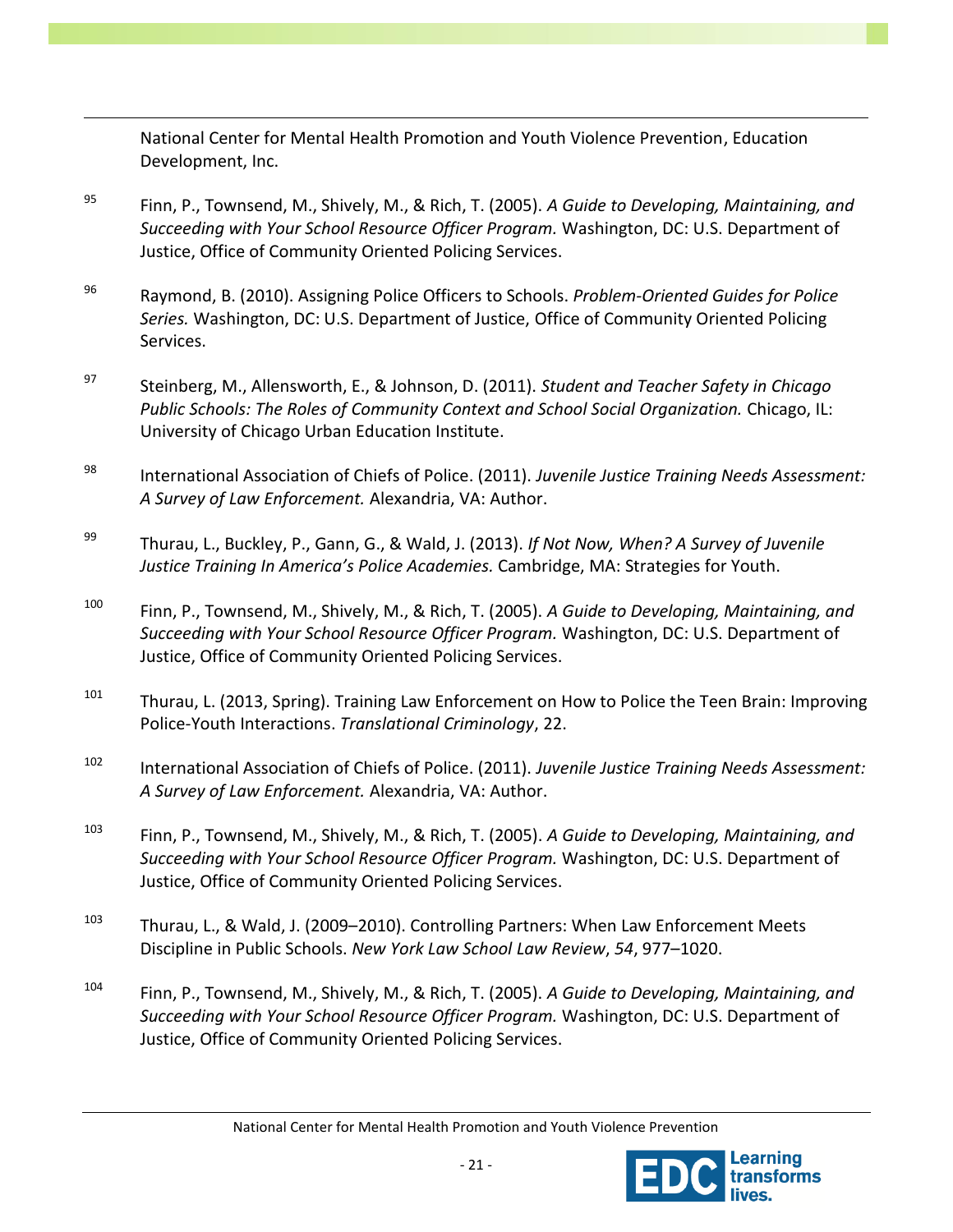National Center for Mental Health Promotion and Youth Violence Prevention, Education Development, Inc.

[95] Finn, P., Townsend, M., Shively, M., & Rich, T. (2005). *A Guide to Developing, Maintaining, and Succeeding with Your School Resource Officer Program.* Washington, DC: U.S. Department of Justice, Office of Community Oriented Policing Services.

[96] Raymond, B. (2010). Assigning Police Officers to Schools. *Problem-Oriented Guides for Police Series.* Washington, DC: U.S. Department of Justice, Office of Community Oriented Policing Services.

[97] Steinberg, M., Allensworth, E., & Johnson, D. (2011). *Student and Teacher Safety in Chicago Public Schools: The Roles of Community Context and School Social Organization.* Chicago, IL: University of Chicago Urban Education Institute.

[98] International Association of Chiefs of Police. (2011). *Juvenile Justice Training Needs Assessment: A Survey of Law Enforcement.* Alexandria, VA: Author.

[99] Thurau, L., Buckley, P., Gann, G., & Wald, J. (2013). *If Not Now, When? A Survey of Juvenile Justice Training In America's Police Academies.* Cambridge, MA: Strategies for Youth.

[100] Finn, P., Townsend, M., Shively, M., & Rich, T. (2005). *A Guide to Developing, Maintaining, and Succeeding with Your School Resource Officer Program.* Washington, DC: U.S. Department of Justice, Office of Community Oriented Policing Services.

[101] Thurau, L. (2013, Spring). Training Law Enforcement on How to Police the Teen Brain: Improving Police-Youth Interactions. *Translational Criminology*, 22.

[102] International Association of Chiefs of Police. (2011). *Juvenile Justice Training Needs Assessment: A Survey of Law Enforcement.* Alexandria, VA: Author.

[103] Finn, P., Townsend, M., Shively, M., & Rich, T. (2005). *A Guide to Developing, Maintaining, and Succeeding with Your School Resource Officer Program.* Washington, DC: U.S. Department of Justice, Office of Community Oriented Policing Services.

[103] Thurau, L., & Wald, J. (2009–2010). Controlling Partners: When Law Enforcement Meets Discipline in Public Schools. *New York Law School Law Review*, *54*, 977–1020.

[104] Finn, P., Townsend, M., Shively, M., & Rich, T. (2005). *A Guide to Developing, Maintaining, and Succeeding with Your School Resource Officer Program.* Washington, DC: U.S. Department of Justice, Office of Community Oriented Policing Services.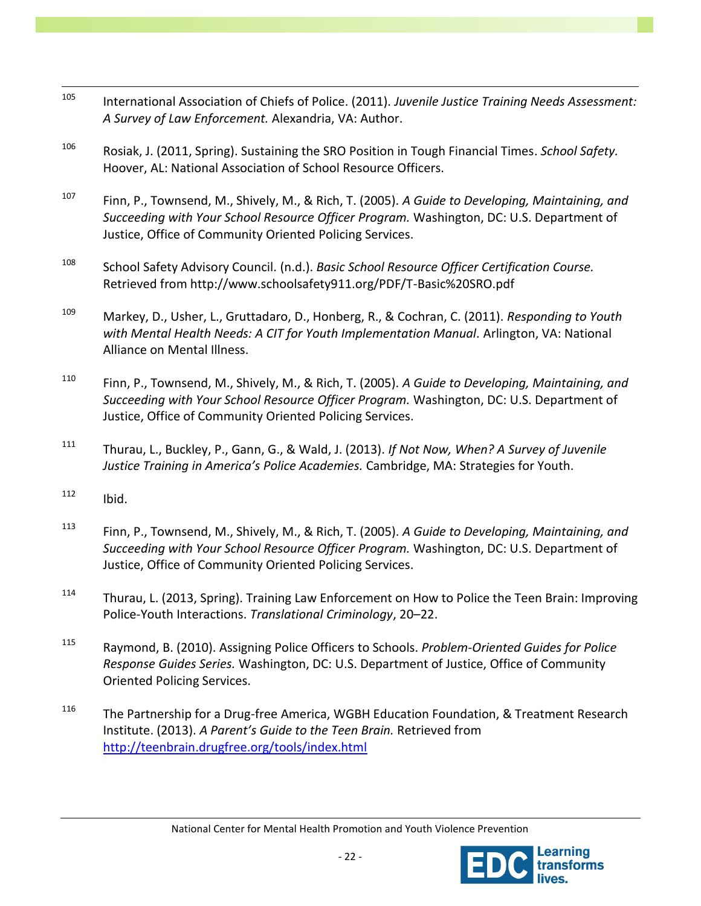[105] International Association of Chiefs of Police. (2011). *Juvenile Justice Training Needs Assessment: A Survey of Law Enforcement.* Alexandria, VA: Author.

[106] Rosiak, J. (2011, Spring). Sustaining the SRO Position in Tough Financial Times. *School Safety.* Hoover, AL: National Association of School Resource Officers.

[107] Finn, P., Townsend, M., Shively, M., & Rich, T. (2005). *A Guide to Developing, Maintaining, and Succeeding with Your School Resource Officer Program.* Washington, DC: U.S. Department of Justice, Office of Community Oriented Policing Services.

[108] School Safety Advisory Council. (n.d.). *Basic School Resource Officer Certification Course.* Retrieved from http://www.schoolsafety911.org/PDF/T-Basic%20SRO.pdf

[109] Markey, D., Usher, L., Gruttadaro, D., Honberg, R., & Cochran, C. (2011). *Responding to Youth with Mental Health Needs: A CIT for Youth Implementation Manual.* Arlington, VA: National Alliance on Mental Illness.

[110] Finn, P., Townsend, M., Shively, M., & Rich, T. (2005). *A Guide to Developing, Maintaining, and Succeeding with Your School Resource Officer Program.* Washington, DC: U.S. Department of Justice, Office of Community Oriented Policing Services.

[111] Thurau, L., Buckley, P., Gann, G., & Wald, J. (2013). *If Not Now, When? A Survey of Juvenile Justice Training in America's Police Academies.* Cambridge, MA: Strategies for Youth.

[112] Ibid.

[113] Finn, P., Townsend, M., Shively, M., & Rich, T. (2005). *A Guide to Developing, Maintaining, and Succeeding with Your School Resource Officer Program.* Washington, DC: U.S. Department of Justice, Office of Community Oriented Policing Services.

[114] Thurau, L. (2013, Spring). Training Law Enforcement on How to Police the Teen Brain: Improving Police-Youth Interactions. *Translational Criminology*, 20–22.

[115] Raymond, B. (2010). Assigning Police Officers to Schools. *Problem-Oriented Guides for Police Response Guides Series.* Washington, DC: U.S. Department of Justice, Office of Community Oriented Policing Services.

[116] The Partnership for a Drug-free America, WGBH Education Foundation, & Treatment Research Institute. (2013). *A Parent's Guide to the Teen Brain.* Retrieved from http://teenbrain.drugfree.org/tools/index.html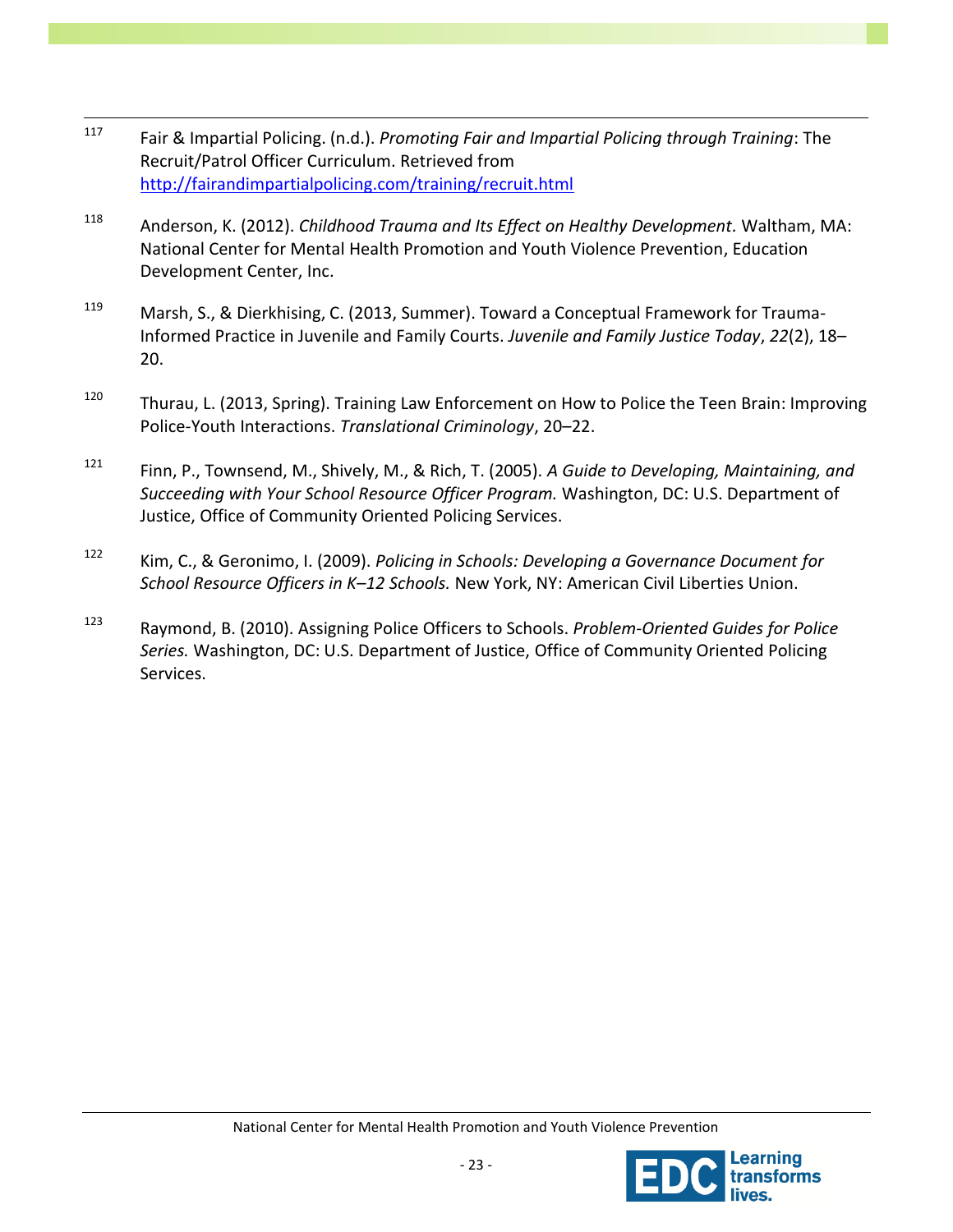[117] Fair & Impartial Policing. (n.d.). *Promoting Fair and Impartial Policing through Training*: The Recruit/Patrol Officer Curriculum. Retrieved from http://fairandimpartialpolicing.com/training/recruit.html

[118] Anderson, K. (2012). *Childhood Trauma and Its Effect on Healthy Development.* Waltham, MA: National Center for Mental Health Promotion and Youth Violence Prevention, Education Development Center, Inc.

[119] Marsh, S., & Dierkhising, C. (2013, Summer). Toward a Conceptual Framework for Trauma-Informed Practice in Juvenile and Family Courts. *Juvenile and Family Justice Today*, *22*(2), 18–20.

[120] Thurau, L. (2013, Spring). Training Law Enforcement on How to Police the Teen Brain: Improving Police-Youth Interactions. *Translational Criminology*, 20–22.

[121] Finn, P., Townsend, M., Shively, M., & Rich, T. (2005). *A Guide to Developing, Maintaining, and Succeeding with Your School Resource Officer Program.* Washington, DC: U.S. Department of Justice, Office of Community Oriented Policing Services.

[122] Kim, C., & Geronimo, I. (2009). *Policing in Schools: Developing a Governance Document for School Resource Officers in K–12 Schools.* New York, NY: American Civil Liberties Union.

[123] Raymond, B. (2010). Assigning Police Officers to Schools. *Problem-Oriented Guides for Police Series.* Washington, DC: U.S. Department of Justice, Office of Community Oriented Policing Services.